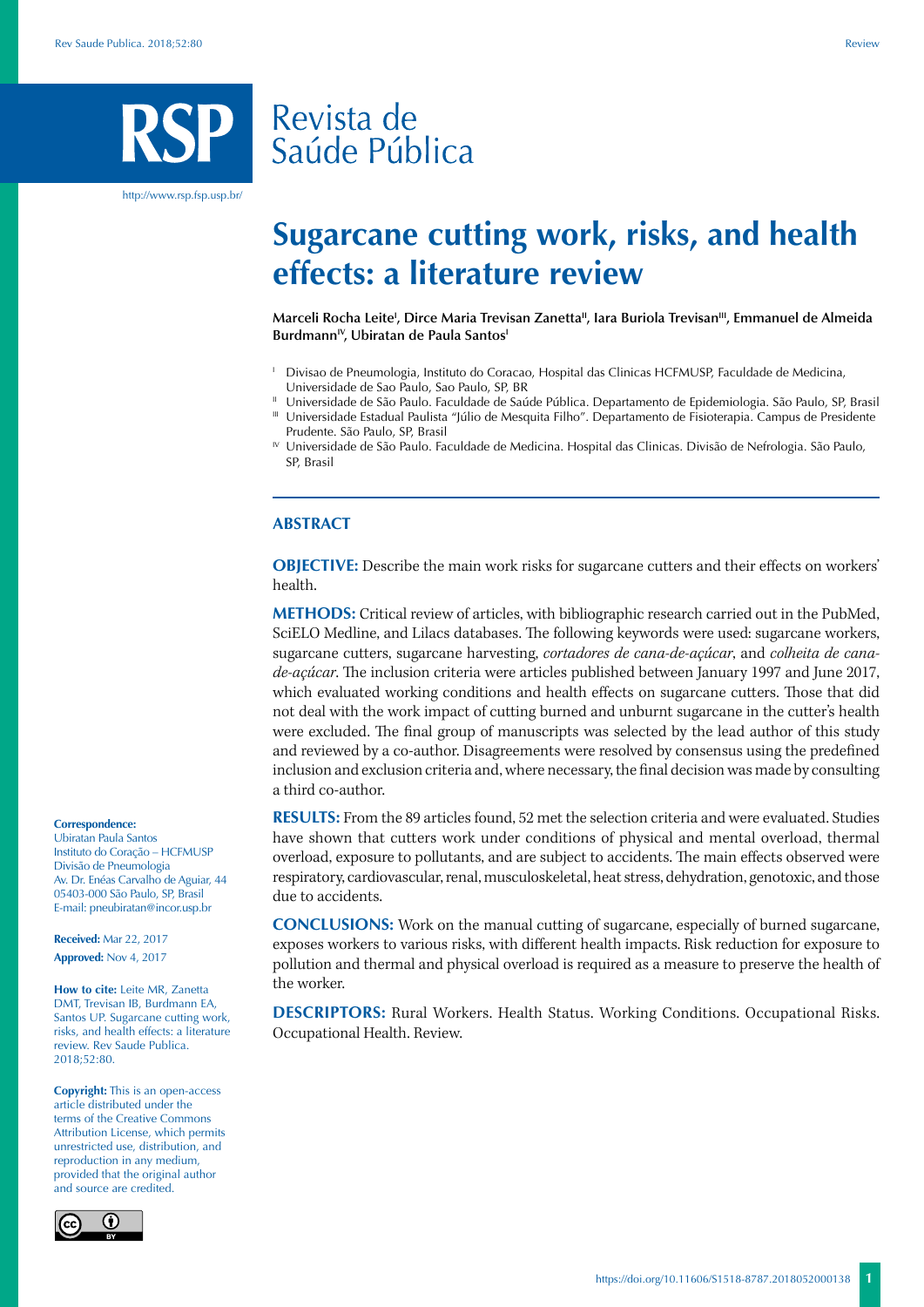# Sugarcane cutting work, risks, and health effects: a literature review

**Marceli Rocha Leite[I], Dirce Maria Trevisan Zanetta[II], Iara Buriola Trevisan[III], Emmanuel de Almeida Burdmann[IV], Ubiratan de Paula Santos[I]**

[I] Divisao de Pneumologia, Instituto do Coracao, Hospital das Clinicas HCFMUSP, Faculdade de Medicina, Universidade de Sao Paulo, Sao Paulo, SP, BR

[II] Universidade de São Paulo. Faculdade de Saúde Pública. Departamento de Epidemiologia. São Paulo, SP, Brasil

[III] Universidade Estadual Paulista "Júlio de Mesquita Filho". Departamento de Fisioterapia. Campus de Presidente Prudente. São Paulo, SP, Brasil

[IV] Universidade de São Paulo. Faculdade de Medicina. Hospital das Clinicas. Divisão de Nefrologia. São Paulo, SP, Brasil

## ABSTRACT

**OBJECTIVE:** Describe the main work risks for sugarcane cutters and their effects on workers' health.

**METHODS:** Critical review of articles, with bibliographic research carried out in the PubMed, SciELO Medline, and Lilacs databases. The following keywords were used: sugarcane workers, sugarcane cutters, sugarcane harvesting, *cortadores de cana-de-açúcar*, and *colheita de cana-de-açúcar*. The inclusion criteria were articles published between January 1997 and June 2017, which evaluated working conditions and health effects on sugarcane cutters. Those that did not deal with the work impact of cutting burned and unburnt sugarcane in the cutter's health were excluded. The final group of manuscripts was selected by the lead author of this study and reviewed by a co-author. Disagreements were resolved by consensus using the predefined inclusion and exclusion criteria and, where necessary, the final decision was made by consulting a third co-author.

**RESULTS:** From the 89 articles found, 52 met the selection criteria and were evaluated. Studies have shown that cutters work under conditions of physical and mental overload, thermal overload, exposure to pollutants, and are subject to accidents. The main effects observed were respiratory, cardiovascular, renal, musculoskeletal, heat stress, dehydration, genotoxic, and those due to accidents.

**CONCLUSIONS:** Work on the manual cutting of sugarcane, especially of burned sugarcane, exposes workers to various risks, with different health impacts. Risk reduction for exposure to pollution and thermal and physical overload is required as a measure to preserve the health of the worker.

**DESCRIPTORS:** Rural Workers. Health Status. Working Conditions. Occupational Risks. Occupational Health. Review.

**Correspondence:**
Ubiratan Paula Santos
Instituto do Coração – HCFMUSP
Divisão de Pneumologia
Av. Dr. Enéas Carvalho de Aguiar, 44
05403-000 São Paulo, SP, Brasil
E-mail: pneubiratan@incor.usp.br

**Received:** Mar 22, 2017
**Approved:** Nov 4, 2017

**How to cite:** Leite MR, Zanetta DMT, Trevisan IB, Burdmann EA, Santos UP. Sugarcane cutting work, risks, and health effects: a literature review. Rev Saude Publica. 2018;52:80.

**Copyright:** This is an open-access article distributed under the terms of the Creative Commons Attribution License, which permits unrestricted use, distribution, and reproduction in any medium, provided that the original author and source are credited.

https://doi.org/10.11606/S1518-8787.2018052000138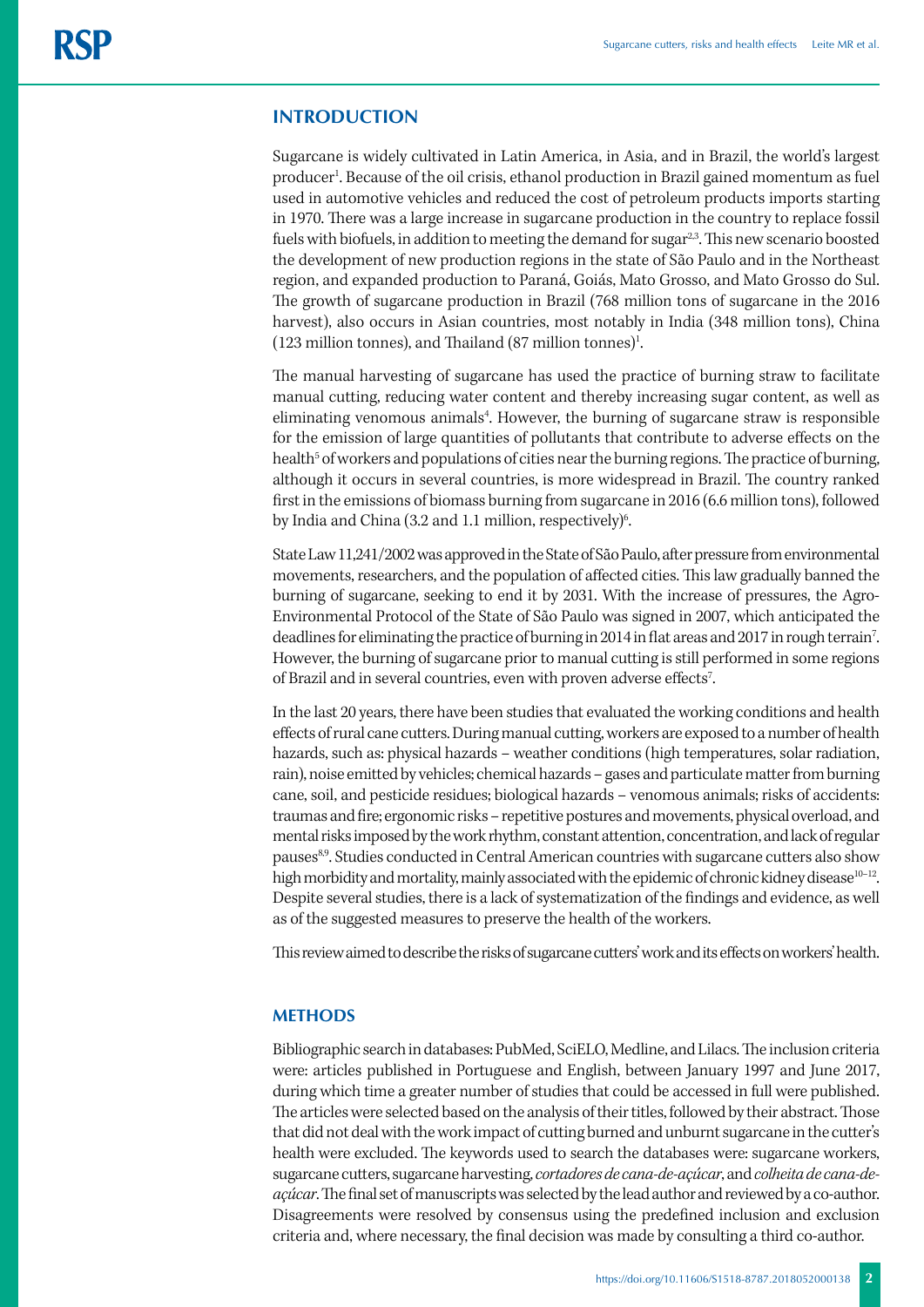## INTRODUCTION

Sugarcane is widely cultivated in Latin America, in Asia, and in Brazil, the world's largest producer[1]. Because of the oil crisis, ethanol production in Brazil gained momentum as fuel used in automotive vehicles and reduced the cost of petroleum products imports starting in 1970. There was a large increase in sugarcane production in the country to replace fossil fuels with biofuels, in addition to meeting the demand for sugar[2,3]. This new scenario boosted the development of new production regions in the state of São Paulo and in the Northeast region, and expanded production to Paraná, Goiás, Mato Grosso, and Mato Grosso do Sul. The growth of sugarcane production in Brazil (768 million tons of sugarcane in the 2016 harvest), also occurs in Asian countries, most notably in India (348 million tons), China (123 million tonnes), and Thailand (87 million tonnes)[1].

The manual harvesting of sugarcane has used the practice of burning straw to facilitate manual cutting, reducing water content and thereby increasing sugar content, as well as eliminating venomous animals[4]. However, the burning of sugarcane straw is responsible for the emission of large quantities of pollutants that contribute to adverse effects on the health[5] of workers and populations of cities near the burning regions. The practice of burning, although it occurs in several countries, is more widespread in Brazil. The country ranked first in the emissions of biomass burning from sugarcane in 2016 (6.6 million tons), followed by India and China (3.2 and 1.1 million, respectively)[6].

State Law 11,241/2002 was approved in the State of São Paulo, after pressure from environmental movements, researchers, and the population of affected cities. This law gradually banned the burning of sugarcane, seeking to end it by 2031. With the increase of pressures, the Agro-Environmental Protocol of the State of São Paulo was signed in 2007, which anticipated the deadlines for eliminating the practice of burning in 2014 in flat areas and 2017 in rough terrain[7]. However, the burning of sugarcane prior to manual cutting is still performed in some regions of Brazil and in several countries, even with proven adverse effects[7].

In the last 20 years, there have been studies that evaluated the working conditions and health effects of rural cane cutters. During manual cutting, workers are exposed to a number of health hazards, such as: physical hazards – weather conditions (high temperatures, solar radiation, rain), noise emitted by vehicles; chemical hazards – gases and particulate matter from burning cane, soil, and pesticide residues; biological hazards – venomous animals; risks of accidents: traumas and fire; ergonomic risks – repetitive postures and movements, physical overload, and mental risks imposed by the work rhythm, constant attention, concentration, and lack of regular pauses[8,9]. Studies conducted in Central American countries with sugarcane cutters also show high morbidity and mortality, mainly associated with the epidemic of chronic kidney disease[10–12]. Despite several studies, there is a lack of systematization of the findings and evidence, as well as of the suggested measures to preserve the health of the workers.

This review aimed to describe the risks of sugarcane cutters' work and its effects on workers' health.

## METHODS

Bibliographic search in databases: PubMed, SciELO, Medline, and Lilacs. The inclusion criteria were: articles published in Portuguese and English, between January 1997 and June 2017, during which time a greater number of studies that could be accessed in full were published. The articles were selected based on the analysis of their titles, followed by their abstract. Those that did not deal with the work impact of cutting burned and unburnt sugarcane in the cutter's health were excluded. The keywords used to search the databases were: sugarcane workers, sugarcane cutters, sugarcane harvesting, *cortadores de cana-de-açúcar*, and *colheita de cana-de-açúcar*. The final set of manuscripts was selected by the lead author and reviewed by a co-author. Disagreements were resolved by consensus using the predefined inclusion and exclusion criteria and, where necessary, the final decision was made by consulting a third co-author.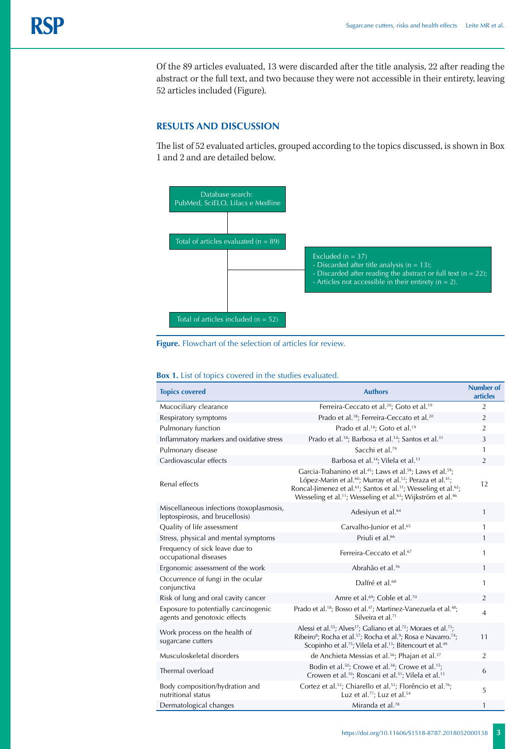Of the 89 articles evaluated, 13 were discarded after the title analysis, 22 after reading the abstract or the full text, and two because they were not accessible in their entirety, leaving 52 articles included (Figure).

## RESULTS AND DISCUSSION

The list of 52 evaluated articles, grouped according to the topics discussed, is shown in Box 1 and 2 and are detailed below.

Database search:
PubMed, SciELO, Lilacs e Medline

Total of articles evaluated (n = 89)

Excluded (n = 37)
- Discarded after title analysis (n = 13);
- Discarded after reading the abstract or full text (n = 22);
- Articles not accessible in their entirety (n = 2).

Total of articles included (n = 52)

**Figure.** Flowchart of the selection of articles for review.

**Box 1.** List of topics covered in the studies evaluated.

| Topics covered | Authors | Number of articles |
|---|---|---|
| Mucociliary clearance | Ferreira-Ceccato et al.[20]; Goto et al.[19] | 2 |
| Respiratory symptoms | Prado et al.[18]; Ferreira-Ceccato et al.[20] | 2 |
| Pulmonary function | Prado et al.[18]; Goto et al.[19] | 2 |
| Inflammatory markers and oxidative stress | Prado et al.[18]; Barbosa et al.[14]; Santos et al.[31] | 3 |
| Pulmonary disease | Sacchi et al.[79] | 1 |
| Cardiovascular effects | Barbosa et al.[14]; Vilela et al.[13] | 2 |
| Renal effects | Garcia-Trabanino et al.[45]; Laws et al.[58]; Laws et al.[59]; López-Marin et al.[60]; Murray et al.[12]; Peraza et al.[41]; Roncal-Jimenez et al.[61]; Santos et al.[31]; Wesseling et al.[62]; Wesseling et al.[11]; Wesseling et al.[63]; Wijkström et al.[46] | 12 |
| Miscellaneous infections (toxoplasmosis, leptospirosis, and brucellosis) | Adesiyun et al.[64] | 1 |
| Quality of life assessment | Carvalho-Junior et al.[65] | 1 |
| Stress, physical and mental symptoms | Priuli et al.[66] | 1 |
| Frequency of sick leave due to occupational diseases | Ferreira-Ceccato et al.[67] | 1 |
| Ergonomic assessment of the work | Abrahão et al.[16] | 1 |
| Occurrence of fungi in the ocular conjunctiva | Dalfré et al.[68] | 1 |
| Risk of lung and oral cavity cancer | Amre et al.[69]; Coble et al.[70] | 2 |
| Exposure to potentially carcinogenic agents and genotoxic effects | Prado et al.[18]; Bosso et al.[47]; Martinez-Vanezuela et al.[48]; Silveira et al.[71] | 4 |
| Work process on the health of sugarcane cutters | Alessi et al.[55]; Alves[17]; Galiano et al.[72]; Moraes et al.[73]; Ribeiro[8]; Rocha et al.[57]; Rocha et al.[9]; Rosa e Navarro.[74]; Scopinho et al.[75]; Vilela et al.[13]; Bitencourt et al.[49] | 11 |
| Musculoskeletal disorders | de Anchieta Messias et al.[56]; Phajan et al.[37] | 2 |
| Thermal overload | Bodin et al.[50]; Crowe et al.[38]; Crowe et al.[15]; Crowen et al.[10]; Roscani et al.[51]; Vilela et al.[13] | 6 |
| Body composition/hydration and nutritional status | Cortez et al.[52]; Chiarello et al.[53]; Florêncio et al.[76]; Luz et al.[77]; Luz et al.[54] | 5 |
| Dermatological changes | Miranda et al.[78] | 1 |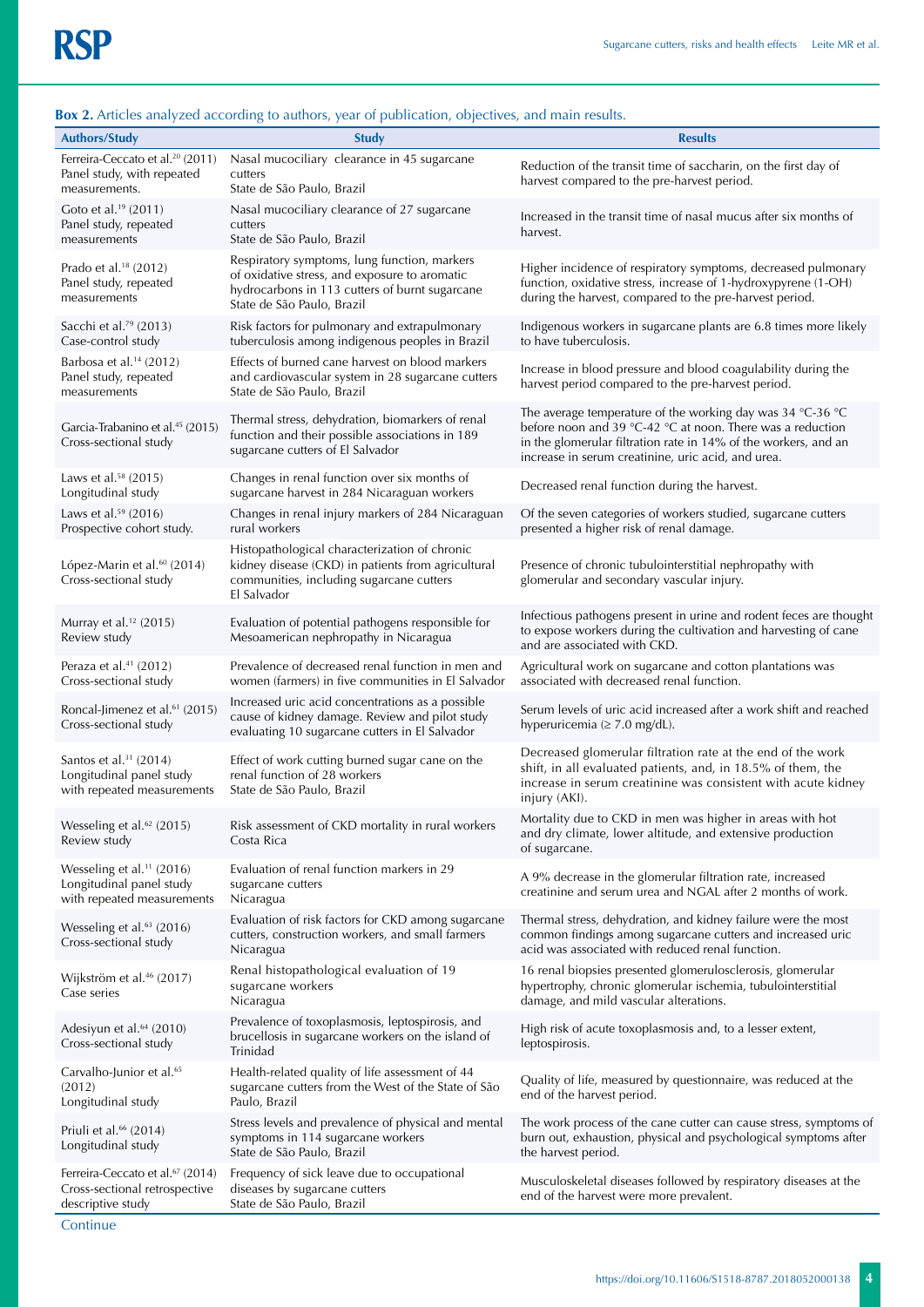**Box 2.** Articles analyzed according to authors, year of publication, objectives, and main results.

| Authors/Study | Study | Results |
|---|---|---|
| Ferreira-Ceccato et al.[20] (2011) Panel study, with repeated measurements. | Nasal mucociliary clearance in 45 sugarcane cutters State de São Paulo, Brazil | Reduction of the transit time of saccharin, on the first day of harvest compared to the pre-harvest period. |
| Goto et al.[19] (2011) Panel study, repeated measurements | Nasal mucociliary clearance of 27 sugarcane cutters State de São Paulo, Brazil | Increased in the transit time of nasal mucus after six months of harvest. |
| Prado et al.[18] (2012) Panel study, repeated measurements | Respiratory symptoms, lung function, markers of oxidative stress, and exposure to aromatic hydrocarbons in 113 cutters of burnt sugarcane State de São Paulo, Brazil | Higher incidence of respiratory symptoms, decreased pulmonary function, oxidative stress, increase of 1-hydroxypyrene (1-OH) during the harvest, compared to the pre-harvest period. |
| Sacchi et al.[79] (2013) Case-control study | Risk factors for pulmonary and extrapulmonary tuberculosis among indigenous peoples in Brazil | Indigenous workers in sugarcane plants are 6.8 times more likely to have tuberculosis. |
| Barbosa et al.[14] (2012) Panel study, repeated measurements | Effects of burned cane harvest on blood markers and cardiovascular system in 28 sugarcane cutters State de São Paulo, Brazil | Increase in blood pressure and blood coagulability during the harvest period compared to the pre-harvest period. |
| Garcia-Trabanino et al.[45] (2015) Cross-sectional study | Thermal stress, dehydration, biomarkers of renal function and their possible associations in 189 sugarcane cutters of El Salvador | The average temperature of the working day was 34 °C-36 °C before noon and 39 °C-42 °C at noon. There was a reduction in the glomerular filtration rate in 14% of the workers, and an increase in serum creatinine, uric acid, and urea. |
| Laws et al.[58] (2015) Longitudinal study | Changes in renal function over six months of sugarcane harvest in 284 Nicaraguan workers | Decreased renal function during the harvest. |
| Laws et al.[59] (2016) Prospective cohort study. | Changes in renal injury markers of 284 Nicaraguan rural workers | Of the seven categories of workers studied, sugarcane cutters presented a higher risk of renal damage. |
| López-Marin et al.[60] (2014) Cross-sectional study | Histopathological characterization of chronic kidney disease (CKD) in patients from agricultural communities, including sugarcane cutters El Salvador | Presence of chronic tubulointerstitial nephropathy with glomerular and secondary vascular injury. |
| Murray et al.[12] (2015) Review study | Evaluation of potential pathogens responsible for Mesoamerican nephropathy in Nicaragua | Infectious pathogens present in urine and rodent feces are thought to expose workers during the cultivation and harvesting of cane and are associated with CKD. |
| Peraza et al.[41] (2012) Cross-sectional study | Prevalence of decreased renal function in men and women (farmers) in five communities in El Salvador | Agricultural work on sugarcane and cotton plantations was associated with decreased renal function. |
| Roncal-Jimenez et al.[61] (2015) Cross-sectional study | Increased uric acid concentrations as a possible cause of kidney damage. Review and pilot study evaluating 10 sugarcane cutters in El Salvador | Serum levels of uric acid increased after a work shift and reached hyperuricemia (≥ 7.0 mg/dL). |
| Santos et al.[31] (2014) Longitudinal panel study with repeated measurements | Effect of work cutting burned sugar cane on the renal function of 28 workers State de São Paulo, Brazil | Decreased glomerular filtration rate at the end of the work shift, in all evaluated patients, and, in 18.5% of them, the increase in serum creatinine was consistent with acute kidney injury (AKI). |
| Wesseling et al.[62] (2015) Review study | Risk assessment of CKD mortality in rural workers Costa Rica | Mortality due to CKD in men was higher in areas with hot and dry climate, lower altitude, and extensive production of sugarcane. |
| Wesseling et al.[11] (2016) Longitudinal panel study with repeated measurements | Evaluation of renal function markers in 29 sugarcane cutters Nicaragua | A 9% decrease in the glomerular filtration rate, increased creatinine and serum urea and NGAL after 2 months of work. |
| Wesseling et al.[63] (2016) Cross-sectional study | Evaluation of risk factors for CKD among sugarcane cutters, construction workers, and small farmers Nicaragua | Thermal stress, dehydration, and kidney failure were the most common findings among sugarcane cutters and increased uric acid was associated with reduced renal function. |
| Wijkström et al.[46] (2017) Case series | Renal histopathological evaluation of 19 sugarcane workers Nicaragua | 16 renal biopsies presented glomerulosclerosis, glomerular hypertrophy, chronic glomerular ischemia, tubulointerstitial damage, and mild vascular alterations. |
| Adesiyun et al.[64] (2010) Cross-sectional study | Prevalence of toxoplasmosis, leptospirosis, and brucellosis in sugarcane workers on the island of Trinidad | High risk of acute toxoplasmosis and, to a lesser extent, leptospirosis. |
| Carvalho-Junior et al.[65] (2012) Longitudinal study | Health-related quality of life assessment of 44 sugarcane cutters from the West of the State of São Paulo, Brazil | Quality of life, measured by questionnaire, was reduced at the end of the harvest period. |
| Priuli et al.[66] (2014) Longitudinal study | Stress levels and prevalence of physical and mental symptoms in 114 sugarcane workers State de São Paulo, Brazil | The work process of the cane cutter can cause stress, symptoms of burn out, exhaustion, physical and psychological symptoms after the harvest period. |
| Ferreira-Ceccato et al.[67] (2014) Cross-sectional retrospective descriptive study | Frequency of sick leave due to occupational diseases by sugarcane cutters State de São Paulo, Brazil | Musculoskeletal diseases followed by respiratory diseases at the end of the harvest were more prevalent. |

Continue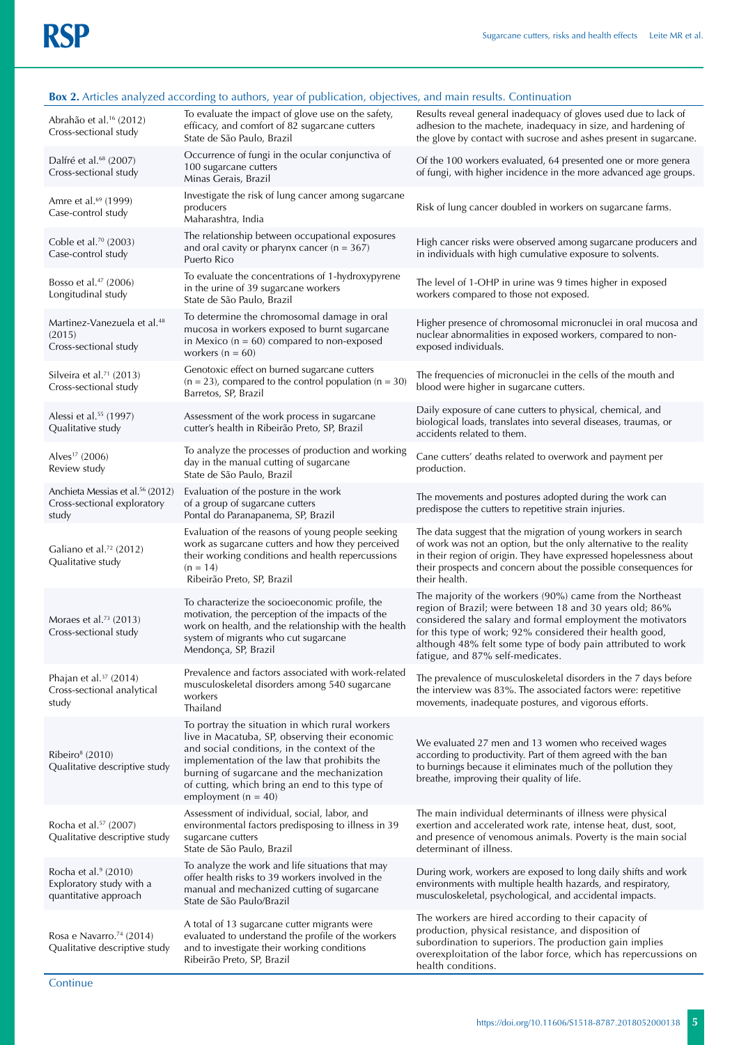**Box 2.** Articles analyzed according to authors, year of publication, objectives, and main results. Continuation

| | | |
|---|---|---|
| Abrahão et al.[16] (2012) Cross-sectional study | To evaluate the impact of glove use on the safety, efficacy, and comfort of 82 sugarcane cutters State de São Paulo, Brazil | Results reveal general inadequacy of gloves used due to lack of adhesion to the machete, inadequacy in size, and hardening of the glove by contact with sucrose and ashes present in sugarcane. |
| Dalfré et al.[68] (2007) Cross-sectional study | Occurrence of fungi in the ocular conjunctiva of 100 sugarcane cutters Minas Gerais, Brazil | Of the 100 workers evaluated, 64 presented one or more genera of fungi, with higher incidence in the more advanced age groups. |
| Amre et al.[69] (1999) Case-control study | Investigate the risk of lung cancer among sugarcane producers Maharashtra, India | Risk of lung cancer doubled in workers on sugarcane farms. |
| Coble et al.[70] (2003) Case-control study | The relationship between occupational exposures and oral cavity or pharynx cancer (n = 367) Puerto Rico | High cancer risks were observed among sugarcane producers and in individuals with high cumulative exposure to solvents. |
| Bosso et al.[47] (2006) Longitudinal study | To evaluate the concentrations of 1-hydroxypyrene in the urine of 39 sugarcane workers State de São Paulo, Brazil | The level of 1-OHP in urine was 9 times higher in exposed workers compared to those not exposed. |
| Martinez-Vanezuela et al.[48] (2015) Cross-sectional study | To determine the chromosomal damage in oral mucosa in workers exposed to burnt sugarcane in Mexico (n = 60) compared to non-exposed workers (n = 60) | Higher presence of chromosomal micronuclei in oral mucosa and nuclear abnormalities in exposed workers, compared to non-exposed individuals. |
| Silveira et al.[71] (2013) Cross-sectional study | Genotoxic effect on burned sugarcane cutters (n = 23), compared to the control population (n = 30) Barretos, SP, Brazil | The frequencies of micronuclei in the cells of the mouth and blood were higher in sugarcane cutters. |
| Alessi et al.[55] (1997) Qualitative study | Assessment of the work process in sugarcane cutter's health in Ribeirão Preto, SP, Brazil | Daily exposure of cane cutters to physical, chemical, and biological loads, translates into several diseases, traumas, or accidents related to them. |
| Alves[17] (2006) Review study | To analyze the processes of production and working day in the manual cutting of sugarcane State de São Paulo, Brazil | Cane cutters' deaths related to overwork and payment per production. |
| Anchieta Messias et al.[56] (2012) Cross-sectional exploratory study | Evaluation of the posture in the work of a group of sugarcane cutters Pontal do Paranapanema, SP, Brazil | The movements and postures adopted during the work can predispose the cutters to repetitive strain injuries. |
| Galiano et al.[72] (2012) Qualitative study | Evaluation of the reasons of young people seeking work as sugarcane cutters and how they perceived their working conditions and health repercussions (n = 14) Ribeirão Preto, SP, Brazil | The data suggest that the migration of young workers in search of work was not an option, but the only alternative to the reality in their region of origin. They have expressed hopelessness about their prospects and concern about the possible consequences for their health. |
| Moraes et al.[73] (2013) Cross-sectional study | To characterize the socioeconomic profile, the motivation, the perception of the impacts of the work on health, and the relationship with the health system of migrants who cut sugarcane Mendonça, SP, Brazil | The majority of the workers (90%) came from the Northeast region of Brazil; were between 18 and 30 years old; 86% considered the salary and formal employment the motivators for this type of work; 92% considered their health good, although 48% felt some type of body pain attributed to work fatigue, and 87% self-medicates. |
| Phajan et al.[37] (2014) Cross-sectional analytical study | Prevalence and factors associated with work-related musculoskeletal disorders among 540 sugarcane workers Thailand | The prevalence of musculoskeletal disorders in the 7 days before the interview was 83%. The associated factors were: repetitive movements, inadequate postures, and vigorous efforts. |
| Ribeiro[8] (2010) Qualitative descriptive study | To portray the situation in which rural workers live in Macatuba, SP, observing their economic and social conditions, in the context of the implementation of the law that prohibits the burning of sugarcane and the mechanization of cutting, which bring an end to this type of employment (n = 40) | We evaluated 27 men and 13 women who received wages according to productivity. Part of them agreed with the ban to burnings because it eliminates much of the pollution they breathe, improving their quality of life. |
| Rocha et al.[57] (2007) Qualitative descriptive study | Assessment of individual, social, labor, and environmental factors predisposing to illness in 39 sugarcane cutters State de São Paulo, Brazil | The main individual determinants of illness were physical exertion and accelerated work rate, intense heat, dust, soot, and presence of venomous animals. Poverty is the main social determinant of illness. |
| Rocha et al.[9] (2010) Exploratory study with a quantitative approach | To analyze the work and life situations that may offer health risks to 39 workers involved in the manual and mechanized cutting of sugarcane State de São Paulo/Brazil | During work, workers are exposed to long daily shifts and work environments with multiple health hazards, and respiratory, musculoskeletal, psychological, and accidental impacts. |
| Rosa e Navarro.[74] (2014) Qualitative descriptive study | A total of 13 sugarcane cutter migrants were evaluated to understand the profile of the workers and to investigate their working conditions Ribeirão Preto, SP, Brazil | The workers are hired according to their capacity of production, physical resistance, and disposition of subordination to superiors. The production gain implies overexploitation of the labor force, which has repercussions on health conditions. |

Continue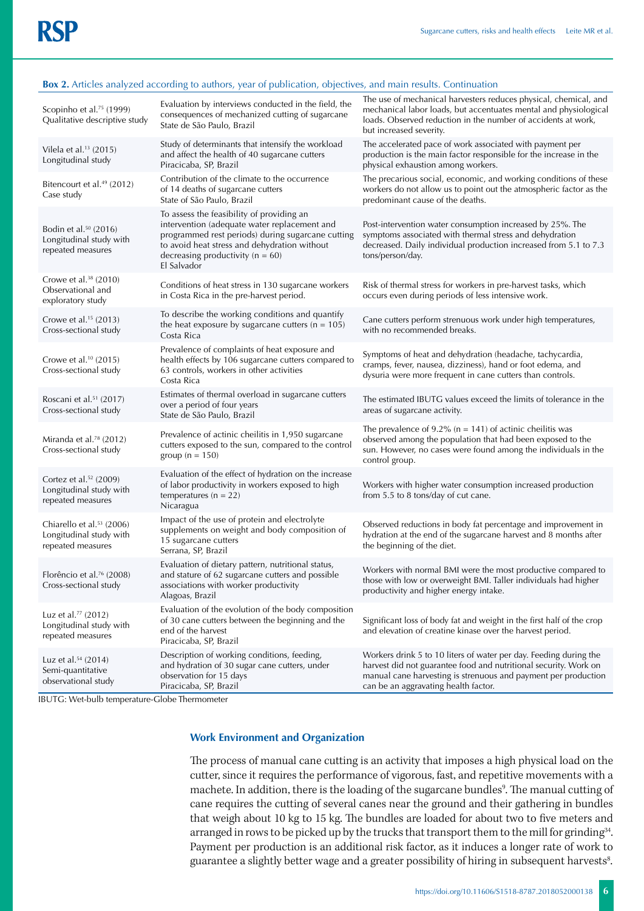**Box 2.** Articles analyzed according to authors, year of publication, objectives, and main results. Continuation

| | | |
|---|---|---|
| Scopinho et al.[75] (1999) Qualitative descriptive study | Evaluation by interviews conducted in the field, the consequences of mechanized cutting of sugarcane State de São Paulo, Brazil | The use of mechanical harvesters reduces physical, chemical, and mechanical labor loads, but accentuates mental and physiological loads. Observed reduction in the number of accidents at work, but increased severity. |
| Vilela et al.[13] (2015) Longitudinal study | Study of determinants that intensify the workload and affect the health of 40 sugarcane cutters Piracicaba, SP, Brazil | The accelerated pace of work associated with payment per production is the main factor responsible for the increase in the physical exhaustion among workers. |
| Bitencourt et al.[49] (2012) Case study | Contribution of the climate to the occurrence of 14 deaths of sugarcane cutters State of São Paulo, Brazil | The precarious social, economic, and working conditions of these workers do not allow us to point out the atmospheric factor as the predominant cause of the deaths. |
| Bodin et al.[50] (2016) Longitudinal study with repeated measures | To assess the feasibility of providing an intervention (adequate water replacement and programmed rest periods) during sugarcane cutting to avoid heat stress and dehydration without decreasing productivity (n = 60) El Salvador | Post-intervention water consumption increased by 25%. The symptoms associated with thermal stress and dehydration decreased. Daily individual production increased from 5.1 to 7.3 tons/person/day. |
| Crowe et al.[38] (2010) Observational and exploratory study | Conditions of heat stress in 130 sugarcane workers in Costa Rica in the pre-harvest period. | Risk of thermal stress for workers in pre-harvest tasks, which occurs even during periods of less intensive work. |
| Crowe et al.[15] (2013) Cross-sectional study | To describe the working conditions and quantify the heat exposure by sugarcane cutters (n = 105) Costa Rica | Cane cutters perform strenuous work under high temperatures, with no recommended breaks. |
| Crowe et al.[10] (2015) Cross-sectional study | Prevalence of complaints of heat exposure and health effects by 106 sugarcane cutters compared to 63 controls, workers in other activities Costa Rica | Symptoms of heat and dehydration (headache, tachycardia, cramps, fever, nausea, dizziness), hand or foot edema, and dysuria were more frequent in cane cutters than controls. |
| Roscani et al.[51] (2017) Cross-sectional study | Estimates of thermal overload in sugarcane cutters over a period of four years State de São Paulo, Brazil | The estimated IBUTG values exceed the limits of tolerance in the areas of sugarcane activity. |
| Miranda et al.[78] (2012) Cross-sectional study | Prevalence of actinic cheilitis in 1,950 sugarcane cutters exposed to the sun, compared to the control group (n = 150) | The prevalence of 9.2% (n = 141) of actinic cheilitis was observed among the population that had been exposed to the sun. However, no cases were found among the individuals in the control group. |
| Cortez et al.[52] (2009) Longitudinal study with repeated measures | Evaluation of the effect of hydration on the increase of labor productivity in workers exposed to high temperatures (n = 22) Nicaragua | Workers with higher water consumption increased production from 5.5 to 8 tons/day of cut cane. |
| Chiarello et al.[53] (2006) Longitudinal study with repeated measures | Impact of the use of protein and electrolyte supplements on weight and body composition of 15 sugarcane cutters Serrana, SP, Brazil | Observed reductions in body fat percentage and improvement in hydration at the end of the sugarcane harvest and 8 months after the beginning of the diet. |
| Florêncio et al.[76] (2008) Cross-sectional study | Evaluation of dietary pattern, nutritional status, and stature of 62 sugarcane cutters and possible associations with worker productivity Alagoas, Brazil | Workers with normal BMI were the most productive compared to those with low or overweight BMI. Taller individuals had higher productivity and higher energy intake. |
| Luz et al.[77] (2012) Longitudinal study with repeated measures | Evaluation of the evolution of the body composition of 30 cane cutters between the beginning and the end of the harvest Piracicaba, SP, Brazil | Significant loss of body fat and weight in the first half of the crop and elevation of creatine kinase over the harvest period. |
| Luz et al.[54] (2014) Semi-quantitative observational study | Description of working conditions, feeding, and hydration of 30 sugar cane cutters, under observation for 15 days Piracicaba, SP, Brazil | Workers drink 5 to 10 liters of water per day. Feeding during the harvest did not guarantee food and nutritional security. Work on manual cane harvesting is strenuous and payment per production can be an aggravating health factor. |

IBUTG: Wet-bulb temperature-Globe Thermometer

## Work Environment and Organization

The process of manual cane cutting is an activity that imposes a high physical load on the cutter, since it requires the performance of vigorous, fast, and repetitive movements with a machete. In addition, there is the loading of the sugarcane bundles[9]. The manual cutting of cane requires the cutting of several canes near the ground and their gathering in bundles that weigh about 10 kg to 15 kg. The bundles are loaded for about two to five meters and arranged in rows to be picked up by the trucks that transport them to the mill for grinding[34]. Payment per production is an additional risk factor, as it induces a longer rate of work to guarantee a slightly better wage and a greater possibility of hiring in subsequent harvests[8].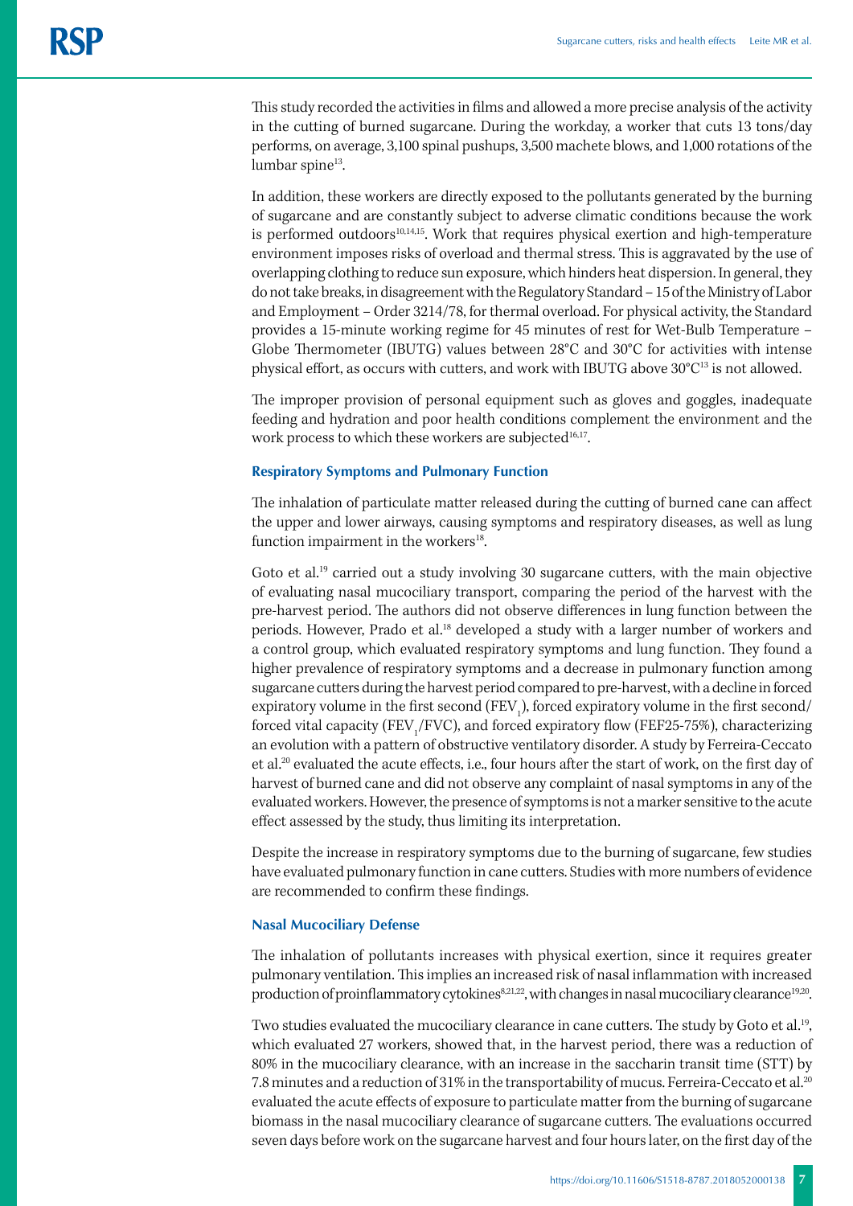This study recorded the activities in films and allowed a more precise analysis of the activity in the cutting of burned sugarcane. During the workday, a worker that cuts 13 tons/day performs, on average, 3,100 spinal pushups, 3,500 machete blows, and 1,000 rotations of the lumbar spine[13].

In addition, these workers are directly exposed to the pollutants generated by the burning of sugarcane and are constantly subject to adverse climatic conditions because the work is performed outdoors[10,14,15]. Work that requires physical exertion and high-temperature environment imposes risks of overload and thermal stress. This is aggravated by the use of overlapping clothing to reduce sun exposure, which hinders heat dispersion. In general, they do not take breaks, in disagreement with the Regulatory Standard – 15 of the Ministry of Labor and Employment – Order 3214/78, for thermal overload. For physical activity, the Standard provides a 15-minute working regime for 45 minutes of rest for Wet-Bulb Temperature – Globe Thermometer (IBUTG) values between 28°C and 30°C for activities with intense physical effort, as occurs with cutters, and work with IBUTG above 30°C[13] is not allowed.

The improper provision of personal equipment such as gloves and goggles, inadequate feeding and hydration and poor health conditions complement the environment and the work process to which these workers are subjected[16,17].

### Respiratory Symptoms and Pulmonary Function

The inhalation of particulate matter released during the cutting of burned cane can affect the upper and lower airways, causing symptoms and respiratory diseases, as well as lung function impairment in the workers[18].

Goto et al.[19] carried out a study involving 30 sugarcane cutters, with the main objective of evaluating nasal mucociliary transport, comparing the period of the harvest with the pre-harvest period. The authors did not observe differences in lung function between the periods. However, Prado et al.[18] developed a study with a larger number of workers and a control group, which evaluated respiratory symptoms and lung function. They found a higher prevalence of respiratory symptoms and a decrease in pulmonary function among sugarcane cutters during the harvest period compared to pre-harvest, with a decline in forced expiratory volume in the first second ($FEV_1$), forced expiratory volume in the first second/forced vital capacity ($FEV_1/FVC$), and forced expiratory flow (FEF25-75%), characterizing an evolution with a pattern of obstructive ventilatory disorder. A study by Ferreira-Ceccato et al.[20] evaluated the acute effects, i.e., four hours after the start of work, on the first day of harvest of burned cane and did not observe any complaint of nasal symptoms in any of the evaluated workers. However, the presence of symptoms is not a marker sensitive to the acute effect assessed by the study, thus limiting its interpretation.

Despite the increase in respiratory symptoms due to the burning of sugarcane, few studies have evaluated pulmonary function in cane cutters. Studies with more numbers of evidence are recommended to confirm these findings.

### Nasal Mucociliary Defense

The inhalation of pollutants increases with physical exertion, since it requires greater pulmonary ventilation. This implies an increased risk of nasal inflammation with increased production of proinflammatory cytokines[8,21,22], with changes in nasal mucociliary clearance[19,20].

Two studies evaluated the mucociliary clearance in cane cutters. The study by Goto et al.[19], which evaluated 27 workers, showed that, in the harvest period, there was a reduction of 80% in the mucociliary clearance, with an increase in the saccharin transit time (STT) by 7.8 minutes and a reduction of 31% in the transportability of mucus. Ferreira-Ceccato et al.[20] evaluated the acute effects of exposure to particulate matter from the burning of sugarcane biomass in the nasal mucociliary clearance of sugarcane cutters. The evaluations occurred seven days before work on the sugarcane harvest and four hours later, on the first day of the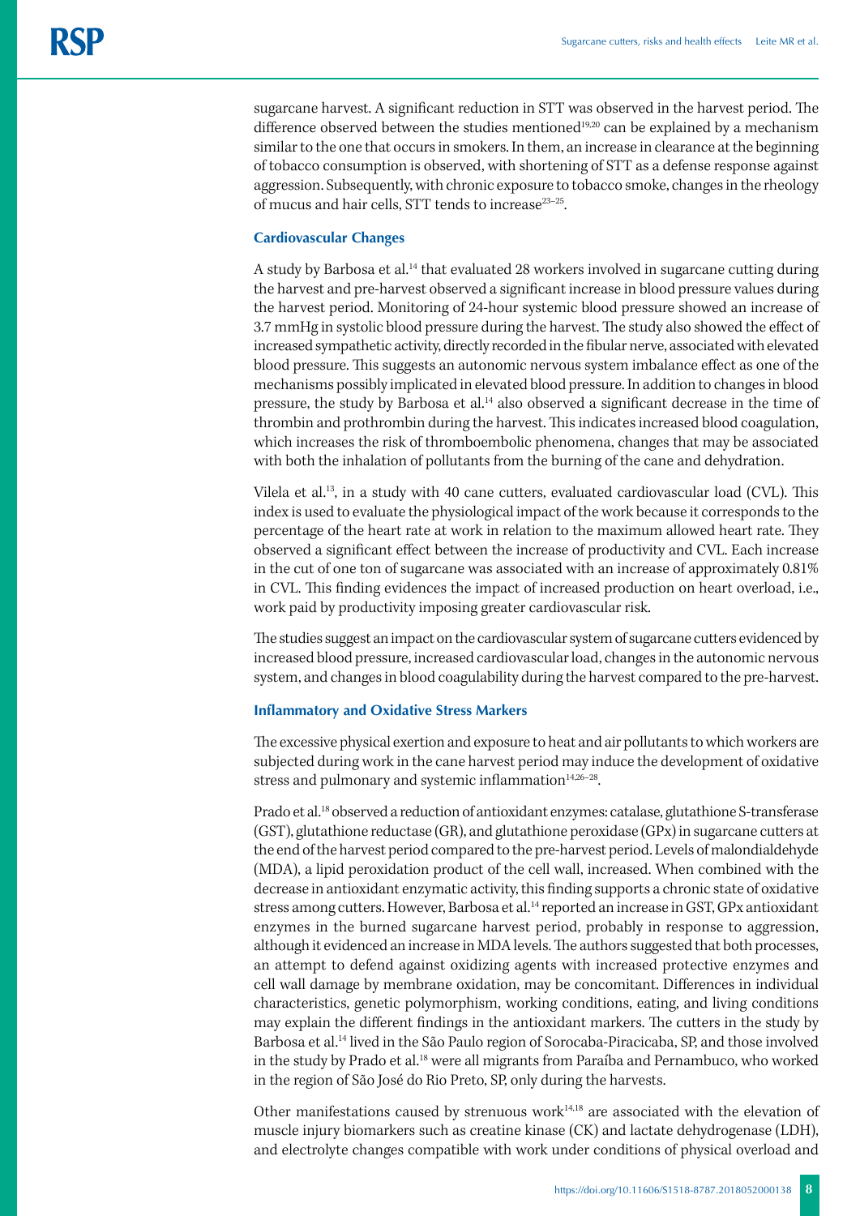sugarcane harvest. A significant reduction in STT was observed in the harvest period. The difference observed between the studies mentioned[19,20] can be explained by a mechanism similar to the one that occurs in smokers. In them, an increase in clearance at the beginning of tobacco consumption is observed, with shortening of STT as a defense response against aggression. Subsequently, with chronic exposure to tobacco smoke, changes in the rheology of mucus and hair cells, STT tends to increase[23–25].

### Cardiovascular Changes

A study by Barbosa et al.[14] that evaluated 28 workers involved in sugarcane cutting during the harvest and pre-harvest observed a significant increase in blood pressure values during the harvest period. Monitoring of 24-hour systemic blood pressure showed an increase of 3.7 mmHg in systolic blood pressure during the harvest. The study also showed the effect of increased sympathetic activity, directly recorded in the fibular nerve, associated with elevated blood pressure. This suggests an autonomic nervous system imbalance effect as one of the mechanisms possibly implicated in elevated blood pressure. In addition to changes in blood pressure, the study by Barbosa et al.[14] also observed a significant decrease in the time of thrombin and prothrombin during the harvest. This indicates increased blood coagulation, which increases the risk of thromboembolic phenomena, changes that may be associated with both the inhalation of pollutants from the burning of the cane and dehydration.

Vilela et al.[13], in a study with 40 cane cutters, evaluated cardiovascular load (CVL). This index is used to evaluate the physiological impact of the work because it corresponds to the percentage of the heart rate at work in relation to the maximum allowed heart rate. They observed a significant effect between the increase of productivity and CVL. Each increase in the cut of one ton of sugarcane was associated with an increase of approximately 0.81% in CVL. This finding evidences the impact of increased production on heart overload, i.e., work paid by productivity imposing greater cardiovascular risk.

The studies suggest an impact on the cardiovascular system of sugarcane cutters evidenced by increased blood pressure, increased cardiovascular load, changes in the autonomic nervous system, and changes in blood coagulability during the harvest compared to the pre-harvest.

### Inflammatory and Oxidative Stress Markers

The excessive physical exertion and exposure to heat and air pollutants to which workers are subjected during work in the cane harvest period may induce the development of oxidative stress and pulmonary and systemic inflammation[14,26–28].

Prado et al.[18] observed a reduction of antioxidant enzymes: catalase, glutathione S-transferase (GST), glutathione reductase (GR), and glutathione peroxidase (GPx) in sugarcane cutters at the end of the harvest period compared to the pre-harvest period. Levels of malondialdehyde (MDA), a lipid peroxidation product of the cell wall, increased. When combined with the decrease in antioxidant enzymatic activity, this finding supports a chronic state of oxidative stress among cutters. However, Barbosa et al.[14] reported an increase in GST, GPx antioxidant enzymes in the burned sugarcane harvest period, probably in response to aggression, although it evidenced an increase in MDA levels. The authors suggested that both processes, an attempt to defend against oxidizing agents with increased protective enzymes and cell wall damage by membrane oxidation, may be concomitant. Differences in individual characteristics, genetic polymorphism, working conditions, eating, and living conditions may explain the different findings in the antioxidant markers. The cutters in the study by Barbosa et al.[14] lived in the São Paulo region of Sorocaba-Piracicaba, SP, and those involved in the study by Prado et al.[18] were all migrants from Paraíba and Pernambuco, who worked in the region of São José do Rio Preto, SP, only during the harvests.

Other manifestations caused by strenuous work[14,18] are associated with the elevation of muscle injury biomarkers such as creatine kinase (CK) and lactate dehydrogenase (LDH), and electrolyte changes compatible with work under conditions of physical overload and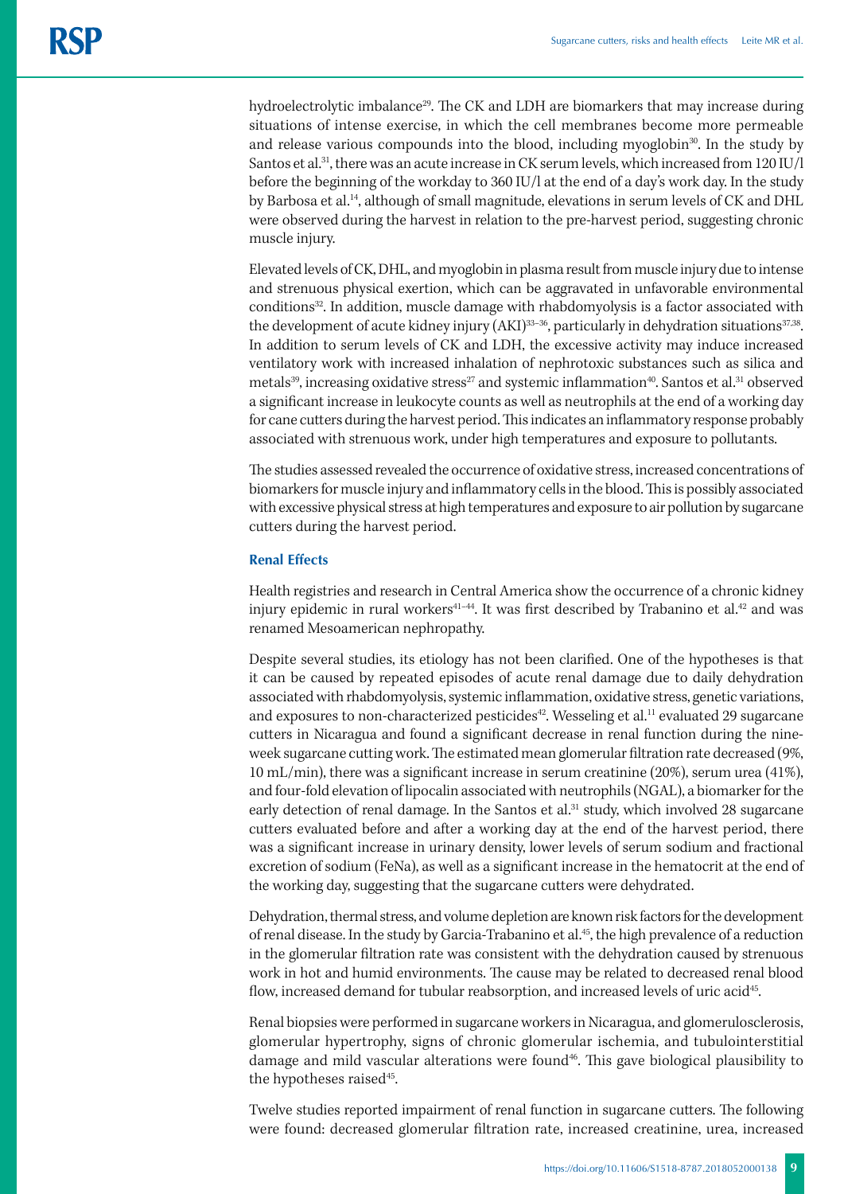hydroelectrolytic imbalance[29]. The CK and LDH are biomarkers that may increase during situations of intense exercise, in which the cell membranes become more permeable and release various compounds into the blood, including myoglobin[30]. In the study by Santos et al.[31], there was an acute increase in CK serum levels, which increased from 120 IU/l before the beginning of the workday to 360 IU/l at the end of a day's work day. In the study by Barbosa et al.[14], although of small magnitude, elevations in serum levels of CK and DHL were observed during the harvest in relation to the pre-harvest period, suggesting chronic muscle injury.

Elevated levels of CK, DHL, and myoglobin in plasma result from muscle injury due to intense and strenuous physical exertion, which can be aggravated in unfavorable environmental conditions[32]. In addition, muscle damage with rhabdomyolysis is a factor associated with the development of acute kidney injury (AKI)[33–36], particularly in dehydration situations[37,38]. In addition to serum levels of CK and LDH, the excessive activity may induce increased ventilatory work with increased inhalation of nephrotoxic substances such as silica and metals[39], increasing oxidative stress[27] and systemic inflammation[40]. Santos et al.[31] observed a significant increase in leukocyte counts as well as neutrophils at the end of a working day for cane cutters during the harvest period. This indicates an inflammatory response probably associated with strenuous work, under high temperatures and exposure to pollutants.

The studies assessed revealed the occurrence of oxidative stress, increased concentrations of biomarkers for muscle injury and inflammatory cells in the blood. This is possibly associated with excessive physical stress at high temperatures and exposure to air pollution by sugarcane cutters during the harvest period.

### Renal Effects

Health registries and research in Central America show the occurrence of a chronic kidney injury epidemic in rural workers[41–44]. It was first described by Trabanino et al.[42] and was renamed Mesoamerican nephropathy.

Despite several studies, its etiology has not been clarified. One of the hypotheses is that it can be caused by repeated episodes of acute renal damage due to daily dehydration associated with rhabdomyolysis, systemic inflammation, oxidative stress, genetic variations, and exposures to non-characterized pesticides[42]. Wesseling et al.[11] evaluated 29 sugarcane cutters in Nicaragua and found a significant decrease in renal function during the nine-week sugarcane cutting work. The estimated mean glomerular filtration rate decreased (9%, 10 mL/min), there was a significant increase in serum creatinine (20%), serum urea (41%), and four-fold elevation of lipocalin associated with neutrophils (NGAL), a biomarker for the early detection of renal damage. In the Santos et al.[31] study, which involved 28 sugarcane cutters evaluated before and after a working day at the end of the harvest period, there was a significant increase in urinary density, lower levels of serum sodium and fractional excretion of sodium (FeNa), as well as a significant increase in the hematocrit at the end of the working day, suggesting that the sugarcane cutters were dehydrated.

Dehydration, thermal stress, and volume depletion are known risk factors for the development of renal disease. In the study by Garcia-Trabanino et al.[45], the high prevalence of a reduction in the glomerular filtration rate was consistent with the dehydration caused by strenuous work in hot and humid environments. The cause may be related to decreased renal blood flow, increased demand for tubular reabsorption, and increased levels of uric acid[45].

Renal biopsies were performed in sugarcane workers in Nicaragua, and glomerulosclerosis, glomerular hypertrophy, signs of chronic glomerular ischemia, and tubulointerstitial damage and mild vascular alterations were found[46]. This gave biological plausibility to the hypotheses raised[45].

Twelve studies reported impairment of renal function in sugarcane cutters. The following were found: decreased glomerular filtration rate, increased creatinine, urea, increased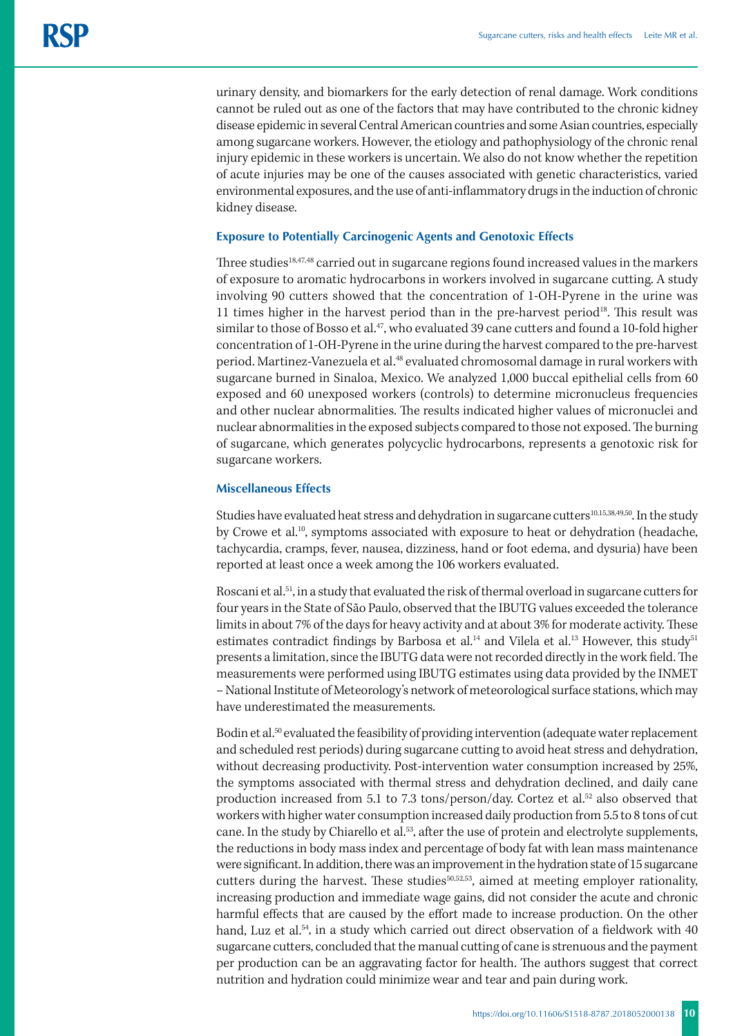urinary density, and biomarkers for the early detection of renal damage. Work conditions cannot be ruled out as one of the factors that may have contributed to the chronic kidney disease epidemic in several Central American countries and some Asian countries, especially among sugarcane workers. However, the etiology and pathophysiology of the chronic renal injury epidemic in these workers is uncertain. We also do not know whether the repetition of acute injuries may be one of the causes associated with genetic characteristics, varied environmental exposures, and the use of anti-inflammatory drugs in the induction of chronic kidney disease.

### Exposure to Potentially Carcinogenic Agents and Genotoxic Effects

Three studies[18,47,48] carried out in sugarcane regions found increased values in the markers of exposure to aromatic hydrocarbons in workers involved in sugarcane cutting. A study involving 90 cutters showed that the concentration of 1-OH-Pyrene in the urine was 11 times higher in the harvest period than in the pre-harvest period[18]. This result was similar to those of Bosso et al.[47], who evaluated 39 cane cutters and found a 10-fold higher concentration of 1-OH-Pyrene in the urine during the harvest compared to the pre-harvest period. Martinez-Vanezuela et al.[48] evaluated chromosomal damage in rural workers with sugarcane burned in Sinaloa, Mexico. We analyzed 1,000 buccal epithelial cells from 60 exposed and 60 unexposed workers (controls) to determine micronucleus frequencies and other nuclear abnormalities. The results indicated higher values of micronuclei and nuclear abnormalities in the exposed subjects compared to those not exposed. The burning of sugarcane, which generates polycyclic hydrocarbons, represents a genotoxic risk for sugarcane workers.

### Miscellaneous Effects

Studies have evaluated heat stress and dehydration in sugarcane cutters[10,15,38,49,50]. In the study by Crowe et al.[10], symptoms associated with exposure to heat or dehydration (headache, tachycardia, cramps, fever, nausea, dizziness, hand or foot edema, and dysuria) have been reported at least once a week among the 106 workers evaluated.

Roscani et al.[51], in a study that evaluated the risk of thermal overload in sugarcane cutters for four years in the State of São Paulo, observed that the IBUTG values exceeded the tolerance limits in about 7% of the days for heavy activity and at about 3% for moderate activity. These estimates contradict findings by Barbosa et al.[14] and Vilela et al.[13] However, this study[51] presents a limitation, since the IBUTG data were not recorded directly in the work field. The measurements were performed using IBUTG estimates using data provided by the INMET – National Institute of Meteorology's network of meteorological surface stations, which may have underestimated the measurements.

Bodin et al.[50] evaluated the feasibility of providing intervention (adequate water replacement and scheduled rest periods) during sugarcane cutting to avoid heat stress and dehydration, without decreasing productivity. Post-intervention water consumption increased by 25%, the symptoms associated with thermal stress and dehydration declined, and daily cane production increased from 5.1 to 7.3 tons/person/day. Cortez et al.[52] also observed that workers with higher water consumption increased daily production from 5.5 to 8 tons of cut cane. In the study by Chiarello et al.[53], after the use of protein and electrolyte supplements, the reductions in body mass index and percentage of body fat with lean mass maintenance were significant. In addition, there was an improvement in the hydration state of 15 sugarcane cutters during the harvest. These studies[50,52,53], aimed at meeting employer rationality, increasing production and immediate wage gains, did not consider the acute and chronic harmful effects that are caused by the effort made to increase production. On the other hand, Luz et al.[54], in a study which carried out direct observation of a fieldwork with 40 sugarcane cutters, concluded that the manual cutting of cane is strenuous and the payment per production can be an aggravating factor for health. The authors suggest that correct nutrition and hydration could minimize wear and tear and pain during work.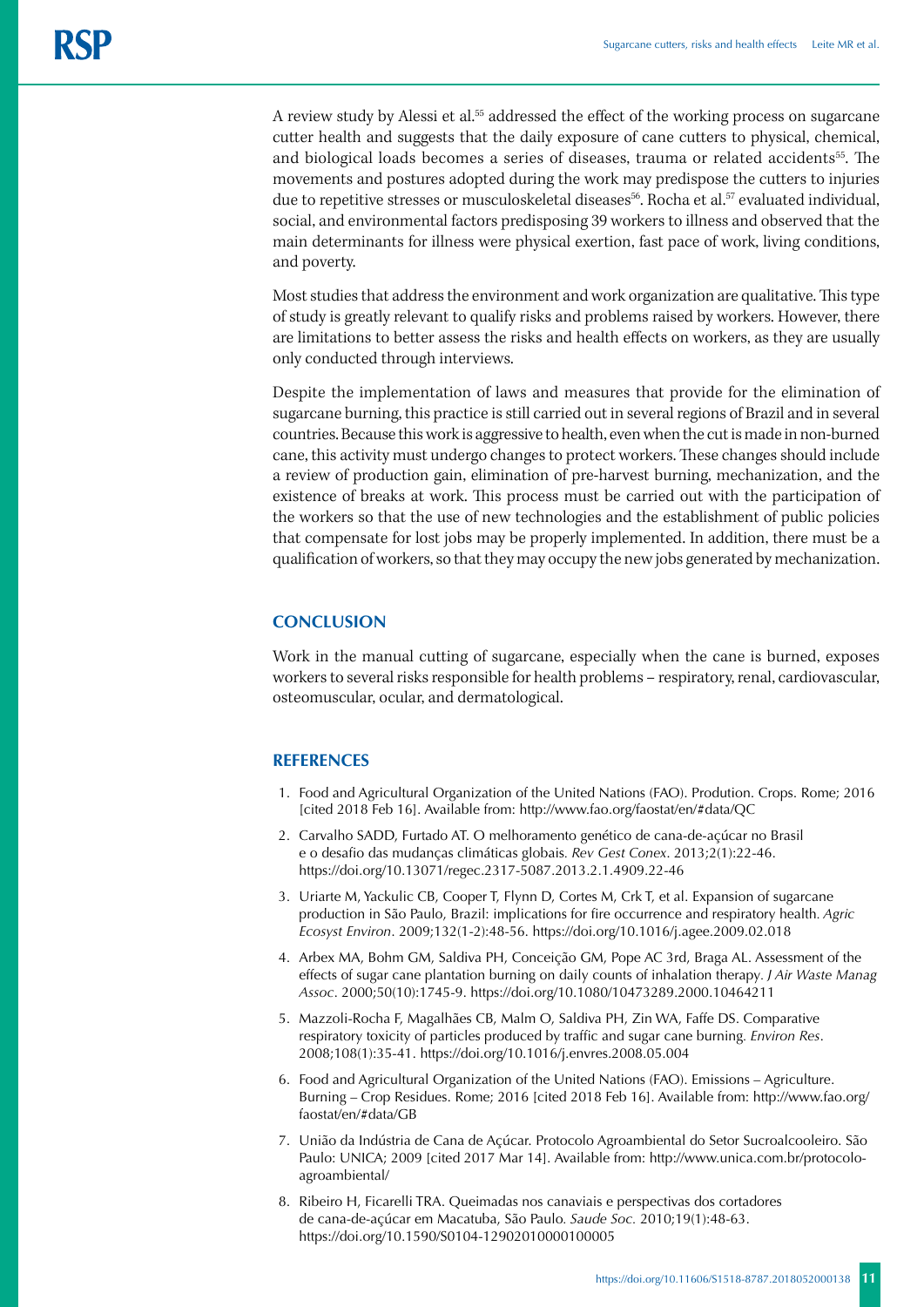A review study by Alessi et al.[55] addressed the effect of the working process on sugarcane cutter health and suggests that the daily exposure of cane cutters to physical, chemical, and biological loads becomes a series of diseases, trauma or related accidents[55]. The movements and postures adopted during the work may predispose the cutters to injuries due to repetitive stresses or musculoskeletal diseases[56]. Rocha et al.[57] evaluated individual, social, and environmental factors predisposing 39 workers to illness and observed that the main determinants for illness were physical exertion, fast pace of work, living conditions, and poverty.

Most studies that address the environment and work organization are qualitative. This type of study is greatly relevant to qualify risks and problems raised by workers. However, there are limitations to better assess the risks and health effects on workers, as they are usually only conducted through interviews.

Despite the implementation of laws and measures that provide for the elimination of sugarcane burning, this practice is still carried out in several regions of Brazil and in several countries. Because this work is aggressive to health, even when the cut is made in non-burned cane, this activity must undergo changes to protect workers. These changes should include a review of production gain, elimination of pre-harvest burning, mechanization, and the existence of breaks at work. This process must be carried out with the participation of the workers so that the use of new technologies and the establishment of public policies that compensate for lost jobs may be properly implemented. In addition, there must be a qualification of workers, so that they may occupy the new jobs generated by mechanization.

## CONCLUSION

Work in the manual cutting of sugarcane, especially when the cane is burned, exposes workers to several risks responsible for health problems – respiratory, renal, cardiovascular, osteomuscular, ocular, and dermatological.

## REFERENCES

1. Food and Agricultural Organization of the United Nations (FAO). Prodution. Crops. Rome; 2016 [cited 2018 Feb 16]. Available from: http://www.fao.org/faostat/en/#data/QC
2. Carvalho SADD, Furtado AT. O melhoramento genético de cana-de-açúcar no Brasil e o desafio das mudanças climáticas globais. *Rev Gest Conex*. 2013;2(1):22-46. https://doi.org/10.13071/regec.2317-5087.2013.2.1.4909.22-46
3. Uriarte M, Yackulic CB, Cooper T, Flynn D, Cortes M, Crk T, et al. Expansion of sugarcane production in São Paulo, Brazil: implications for fire occurrence and respiratory health. *Agric Ecosyst Environ*. 2009;132(1-2):48-56. https://doi.org/10.1016/j.agee.2009.02.018
4. Arbex MA, Bohm GM, Saldiva PH, Conceição GM, Pope AC 3rd, Braga AL. Assessment of the effects of sugar cane plantation burning on daily counts of inhalation therapy. *J Air Waste Manag Assoc*. 2000;50(10):1745-9. https://doi.org/10.1080/10473289.2000.10464211
5. Mazzoli-Rocha F, Magalhães CB, Malm O, Saldiva PH, Zin WA, Faffe DS. Comparative respiratory toxicity of particles produced by traffic and sugar cane burning. *Environ Res*. 2008;108(1):35-41. https://doi.org/10.1016/j.envres.2008.05.004
6. Food and Agricultural Organization of the United Nations (FAO). Emissions – Agriculture. Burning – Crop Residues. Rome; 2016 [cited 2018 Feb 16]. Available from: http://www.fao.org/faostat/en/#data/GB
7. União da Indústria de Cana de Açúcar. Protocolo Agroambiental do Setor Sucroalcooleiro. São Paulo: UNICA; 2009 [cited 2017 Mar 14]. Available from: http://www.unica.com.br/protocolo-agroambiental/
8. Ribeiro H, Ficarelli TRA. Queimadas nos canaviais e perspectivas dos cortadores de cana-de-açúcar em Macatuba, São Paulo. *Saude Soc.* 2010;19(1):48-63. https://doi.org/10.1590/S0104-12902010000100005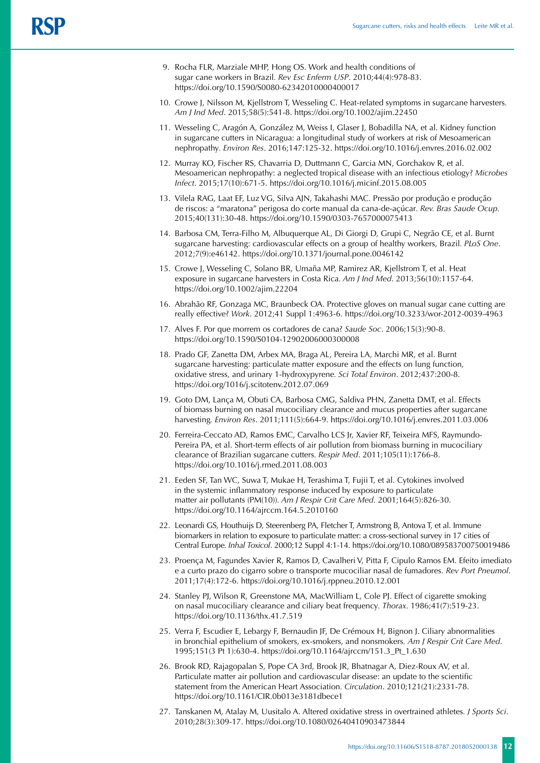9. Rocha FLR, Marziale MHP, Hong OS. Work and health conditions of sugar cane workers in Brazil. *Rev Esc Enferm USP*. 2010;44(4):978-83. https://doi.org/10.1590/S0080-62342010000400017

10. Crowe J, Nilsson M, Kjellstrom T, Wesseling C. Heat-related symptoms in sugarcane harvesters. *Am J Ind Med*. 2015;58(5):541-8. https://doi.org/10.1002/ajim.22450

11. Wesseling C, Aragón A, González M, Weiss I, Glaser J, Bobadilla NA, et al. Kidney function in sugarcane cutters in Nicaragua: a longitudinal study of workers at risk of Mesoamerican nephropathy. *Environ Res*. 2016;147:125-32. https://doi.org/10.1016/j.envres.2016.02.002

12. Murray KO, Fischer RS, Chavarria D, Duttmann C, Garcia MN, Gorchakov R, et al. Mesoamerican nephropathy: a neglected tropical disease with an infectious etiology? *Microbes Infect*. 2015;17(10):671-5. https://doi.org/10.1016/j.micinf.2015.08.005

13. Vilela RAG, Laat EF, Luz VG, Silva AJN, Takahashi MAC. Pressão por produção e produção de riscos: a "maratona" perigosa do corte manual da cana-de-açúcar. *Rev. Bras Saude Ocup.* 2015;40(131):30-48. https://doi.org/10.1590/0303-7657000075413

14. Barbosa CM, Terra-Filho M, Albuquerque AL, Di Giorgi D, Grupi C, Negrão CE, et al. Burnt sugarcane harvesting: cardiovascular effects on a group of healthy workers, Brazil. *PLoS One*. 2012;7(9):e46142. https://doi.org/10.1371/journal.pone.0046142

15. Crowe J, Wesseling C, Solano BR, Umaña MP, Ramirez AR, Kjellstrom T, et al. Heat exposure in sugarcane harvesters in Costa Rica. *Am J Ind Med*. 2013;56(10):1157-64. https://doi.org/10.1002/ajim.22204

16. Abrahão RF, Gonzaga MC, Braunbeck OA. Protective gloves on manual sugar cane cutting are really effective? *Work*. 2012;41 Suppl 1:4963-6. https://doi.org/10.3233/wor-2012-0039-4963

17. Alves F. Por que morrem os cortadores de cana? *Saude Soc*. 2006;15(3):90-8. https://doi.org/10.1590/S0104-12902006000300008

18. Prado GF, Zanetta DM, Arbex MA, Braga AL, Pereira LA, Marchi MR, et al. Burnt sugarcane harvesting: particulate matter exposure and the effects on lung function, oxidative stress, and urinary 1-hydroxypyrene. *Sci Total Environ*. 2012;437:200-8. https://doi.org/1016/j.scitotenv.2012.07.069

19. Goto DM, Lança M, Obuti CA, Barbosa CMG, Saldiva PHN, Zanetta DMT, et al. Effects of biomass burning on nasal mucociliary clearance and mucus properties after sugarcane harvesting. *Environ Res*. 2011;111(5):664-9. https://doi.org/10.1016/j.envres.2011.03.006

20. Ferreira-Ceccato AD, Ramos EMC, Carvalho LCS Jr, Xavier RF, Teixeira MFS, Raymundo-Pereira PA, et al. Short-term effects of air pollution from biomass burning in mucociliary clearance of Brazilian sugarcane cutters. *Respir Med*. 2011;105(11):1766-8. https://doi.org/10.1016/j.rmed.2011.08.003

21. Eeden SF, Tan WC, Suwa T, Mukae H, Terashima T, Fujii T, et al. Cytokines involved in the systemic inflammatory response induced by exposure to particulate matter air pollutants (PM(10)). *Am J Respir Crit Care Med*. 2001;164(5):826-30. https://doi.org/10.1164/ajrccm.164.5.2010160

22. Leonardi GS, Houthuijs D, Steerenberg PA, Fletcher T, Armstrong B, Antova T, et al. Immune biomarkers in relation to exposure to particulate matter: a cross-sectional survey in 17 cities of Central Europe. *Inhal Toxicol*. 2000;12 Suppl 4:1-14. https://doi.org/10.1080/089583700750019486

23. Proença M, Fagundes Xavier R, Ramos D, Cavalheri V, Pitta F, Cipulo Ramos EM. Efeito imediato e a curto prazo do cigarro sobre o transporte mucociliar nasal de fumadores. *Rev Port Pneumol*. 2011;17(4):172-6. https://doi.org/10.1016/j.rppneu.2010.12.001

24. Stanley PJ, Wilson R, Greenstone MA, MacWilliam L, Cole PJ. Effect of cigarette smoking on nasal mucociliary clearance and ciliary beat frequency. *Thorax*. 1986;41(7):519-23. https://doi.org/10.1136/thx.41.7.519

25. Verra F, Escudier E, Lebargy F, Bernaudin JF, De Crémoux H, Bignon J. Ciliary abnormalities in bronchial epithelium of smokers, ex-smokers, and nonsmokers. *Am J Respir Crit Care Med*. 1995;151(3 Pt 1):630-4. https://doi.org/10.1164/ajrccm/151.3_Pt_1.630

26. Brook RD, Rajagopalan S, Pope CA 3rd, Brook JR, Bhatnagar A, Diez-Roux AV, et al. Particulate matter air pollution and cardiovascular disease: an update to the scientific statement from the American Heart Association. *Circulation*. 2010;121(21):2331-78. https://doi.org/10.1161/CIR.0b013e3181dbece1

27. Tanskanen M, Atalay M, Uusitalo A. Altered oxidative stress in overtrained athletes. *J Sports Sci*. 2010;28(3):309-17. https://doi.org/10.1080/02640410903473844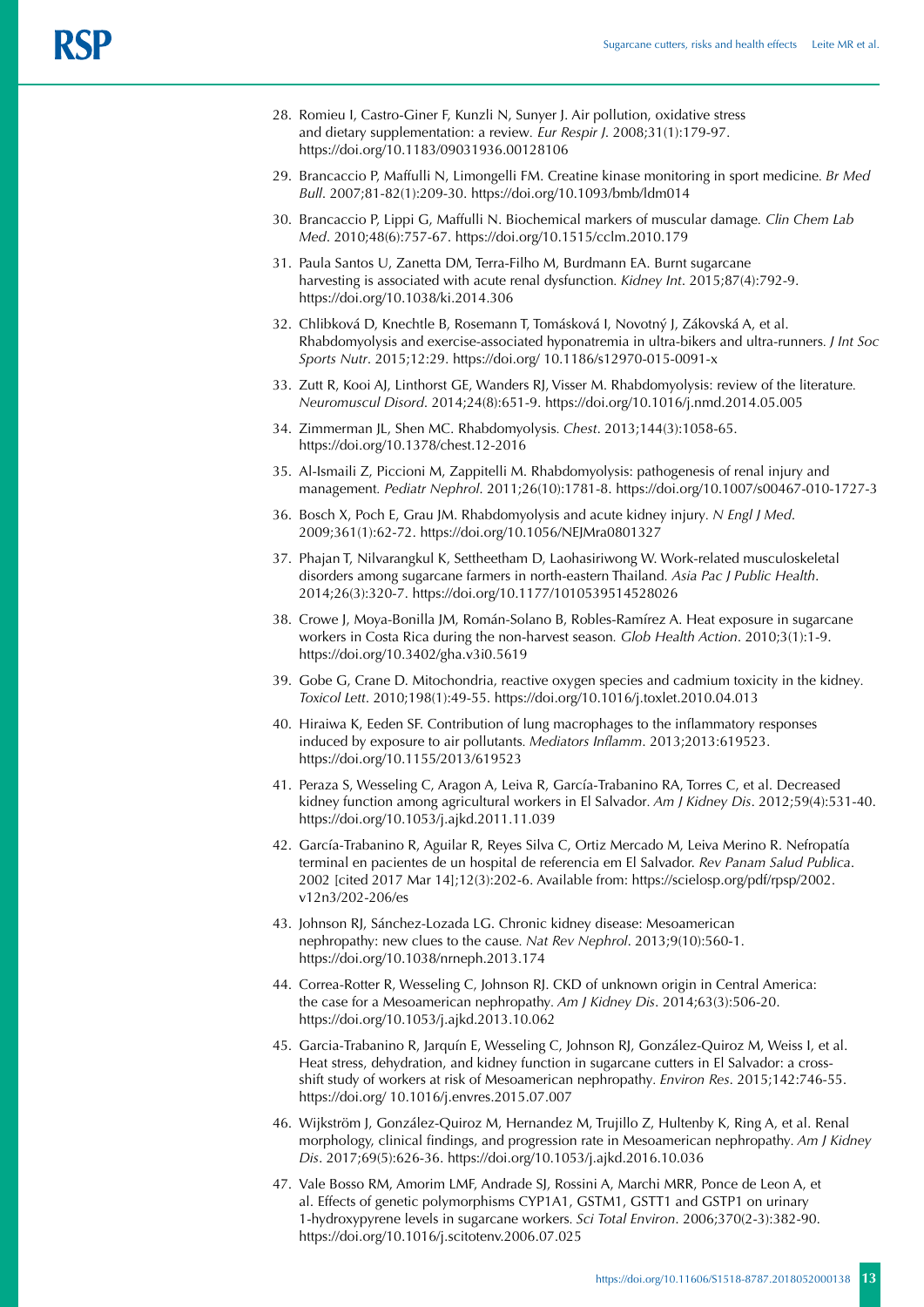28. Romieu I, Castro-Giner F, Kunzli N, Sunyer J. Air pollution, oxidative stress and dietary supplementation: a review. *Eur Respir J*. 2008;31(1):179-97. https://doi.org/10.1183/09031936.00128106

29. Brancaccio P, Maffulli N, Limongelli FM. Creatine kinase monitoring in sport medicine. *Br Med Bull*. 2007;81-82(1):209-30. https://doi.org/10.1093/bmb/ldm014

30. Brancaccio P, Lippi G, Maffulli N. Biochemical markers of muscular damage. *Clin Chem Lab Med*. 2010;48(6):757-67. https://doi.org/10.1515/cclm.2010.179

31. Paula Santos U, Zanetta DM, Terra-Filho M, Burdmann EA. Burnt sugarcane harvesting is associated with acute renal dysfunction. *Kidney Int*. 2015;87(4):792-9. https://doi.org/10.1038/ki.2014.306

32. Chlíbková D, Knechtle B, Rosemann T, Tomásková I, Novotný J, Zákovská A, et al. Rhabdomyolysis and exercise-associated hyponatremia in ultra-bikers and ultra-runners. *J Int Soc Sports Nutr*. 2015;12:29. https://doi.org/ 10.1186/s12970-015-0091-x

33. Zutt R, Kooi AJ, Linthorst GE, Wanders RJ, Visser M. Rhabdomyolysis: review of the literature. *Neuromuscul Disord*. 2014;24(8):651-9. https://doi.org/10.1016/j.nmd.2014.05.005

34. Zimmerman JL, Shen MC. Rhabdomyolysis. *Chest*. 2013;144(3):1058-65. https://doi.org/10.1378/chest.12-2016

35. Al-Ismaili Z, Piccioni M, Zappitelli M. Rhabdomyolysis: pathogenesis of renal injury and management. *Pediatr Nephrol*. 2011;26(10):1781-8. https://doi.org/10.1007/s00467-010-1727-3

36. Bosch X, Poch E, Grau JM. Rhabdomyolysis and acute kidney injury. *N Engl J Med*. 2009;361(1):62-72. https://doi.org/10.1056/NEJMra0801327

37. Phajan T, Nilvarangkul K, Settheetham D, Laohasiriwong W. Work-related musculoskeletal disorders among sugarcane farmers in north-eastern Thailand. *Asia Pac J Public Health*. 2014;26(3):320-7. https://doi.org/10.1177/1010539514528026

38. Crowe J, Moya-Bonilla JM, Román-Solano B, Robles-Ramírez A. Heat exposure in sugarcane workers in Costa Rica during the non-harvest season. *Glob Health Action*. 2010;3(1):1-9. https://doi.org/10.3402/gha.v3i0.5619

39. Gobe G, Crane D. Mitochondria, reactive oxygen species and cadmium toxicity in the kidney. *Toxicol Lett*. 2010;198(1):49-55. https://doi.org/10.1016/j.toxlet.2010.04.013

40. Hiraiwa K, Eeden SF. Contribution of lung macrophages to the inflammatory responses induced by exposure to air pollutants. *Mediators Inflamm*. 2013;2013:619523. https://doi.org/10.1155/2013/619523

41. Peraza S, Wesseling C, Aragon A, Leiva R, García-Trabanino RA, Torres C, et al. Decreased kidney function among agricultural workers in El Salvador. *Am J Kidney Dis*. 2012;59(4):531-40. https://doi.org/10.1053/j.ajkd.2011.11.039

42. García-Trabanino R, Aguilar R, Reyes Silva C, Ortiz Mercado M, Leiva Merino R. Nefropatía terminal en pacientes de un hospital de referencia em El Salvador. *Rev Panam Salud Publica*. 2002 [cited 2017 Mar 14];12(3):202-6. Available from: https://scielosp.org/pdf/rpsp/2002.v12n3/202-206/es

43. Johnson RJ, Sánchez-Lozada LG. Chronic kidney disease: Mesoamerican nephropathy: new clues to the cause. *Nat Rev Nephrol*. 2013;9(10):560-1. https://doi.org/10.1038/nrneph.2013.174

44. Correa-Rotter R, Wesseling C, Johnson RJ. CKD of unknown origin in Central America: the case for a Mesoamerican nephropathy. *Am J Kidney Dis*. 2014;63(3):506-20. https://doi.org/10.1053/j.ajkd.2013.10.062

45. Garcia-Trabanino R, Jarquín E, Wesseling C, Johnson RJ, González-Quiroz M, Weiss I, et al. Heat stress, dehydration, and kidney function in sugarcane cutters in El Salvador: a cross-shift study of workers at risk of Mesoamerican nephropathy. *Environ Res*. 2015;142:746-55. https://doi.org/ 10.1016/j.envres.2015.07.007

46. Wijkström J, González-Quiroz M, Hernandez M, Trujillo Z, Hultenby K, Ring A, et al. Renal morphology, clinical findings, and progression rate in Mesoamerican nephropathy. *Am J Kidney Dis*. 2017;69(5):626-36. https://doi.org/10.1053/j.ajkd.2016.10.036

47. Vale Bosso RM, Amorim LMF, Andrade SJ, Rossini A, Marchi MRR, Ponce de Leon A, et al. Effects of genetic polymorphisms CYP1A1, GSTM1, GSTT1 and GSTP1 on urinary 1-hydroxypyrene levels in sugarcane workers. *Sci Total Environ*. 2006;370(2-3):382-90. https://doi.org/10.1016/j.scitotenv.2006.07.025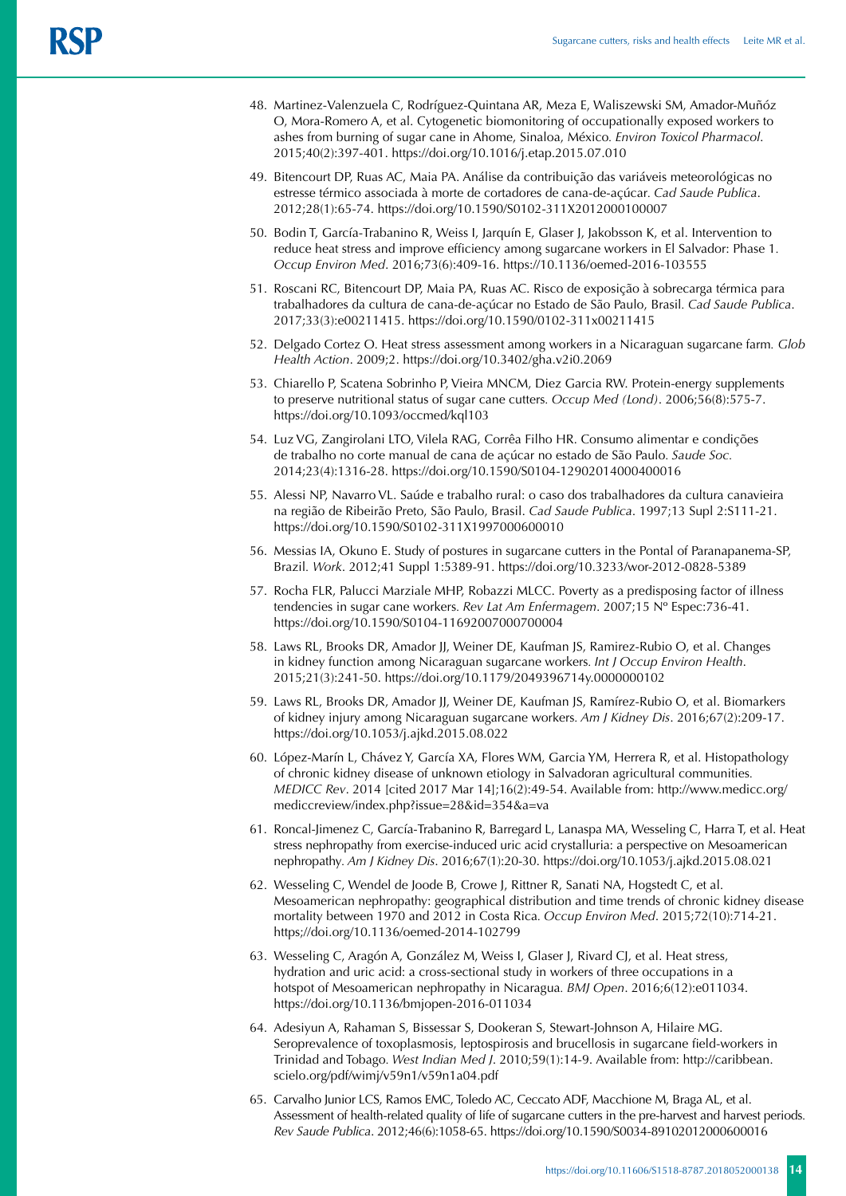48. Martinez-Valenzuela C, Rodríguez-Quintana AR, Meza E, Waliszewski SM, Amador-Muñóz O, Mora-Romero A, et al. Cytogenetic biomonitoring of occupationally exposed workers to ashes from burning of sugar cane in Ahome, Sinaloa, México. *Environ Toxicol Pharmacol*. 2015;40(2):397-401. https://doi.org/10.1016/j.etap.2015.07.010

49. Bitencourt DP, Ruas AC, Maia PA. Análise da contribuição das variáveis meteorológicas no estresse térmico associada à morte de cortadores de cana-de-açúcar. *Cad Saude Publica*. 2012;28(1):65-74. https://doi.org/10.1590/S0102-311X2012000100007

50. Bodin T, García-Trabanino R, Weiss I, Jarquín E, Glaser J, Jakobsson K, et al. Intervention to reduce heat stress and improve efficiency among sugarcane workers in El Salvador: Phase 1. *Occup Environ Med*. 2016;73(6):409-16. https://10.1136/oemed-2016-103555

51. Roscani RC, Bitencourt DP, Maia PA, Ruas AC. Risco de exposição à sobrecarga térmica para trabalhadores da cultura de cana-de-açúcar no Estado de São Paulo, Brasil. *Cad Saude Publica*. 2017;33(3):e00211415. https://doi.org/10.1590/0102-311x00211415

52. Delgado Cortez O. Heat stress assessment among workers in a Nicaraguan sugarcane farm. *Glob Health Action*. 2009;2. https://doi.org/10.3402/gha.v2i0.2069

53. Chiarello P, Scatena Sobrinho P, Vieira MNCM, Diez Garcia RW. Protein-energy supplements to preserve nutritional status of sugar cane cutters. *Occup Med (Lond)*. 2006;56(8):575-7. https://doi.org/10.1093/occmed/kql103

54. Luz VG, Zangirolani LTO, Vilela RAG, Corrêa Filho HR. Consumo alimentar e condições de trabalho no corte manual de cana de açúcar no estado de São Paulo. *Saude Soc.* 2014;23(4):1316-28. https://doi.org/10.1590/S0104-12902014000400016

55. Alessi NP, Navarro VL. Saúde e trabalho rural: o caso dos trabalhadores da cultura canavieira na região de Ribeirão Preto, São Paulo, Brasil. *Cad Saude Publica*. 1997;13 Supl 2:S111-21. https://doi.org/10.1590/S0102-311X1997000600010

56. Messias IA, Okuno E. Study of postures in sugarcane cutters in the Pontal of Paranapanema-SP, Brazil. *Work*. 2012;41 Suppl 1:5389-91. https://doi.org/10.3233/wor-2012-0828-5389

57. Rocha FLR, Palucci Marziale MHP, Robazzi MLCC. Poverty as a predisposing factor of illness tendencies in sugar cane workers. *Rev Lat Am Enfermagem*. 2007;15 Nº Espec:736-41. https://doi.org/10.1590/S0104-11692007000700004

58. Laws RL, Brooks DR, Amador JJ, Weiner DE, Kaufman JS, Ramirez-Rubio O, et al. Changes in kidney function among Nicaraguan sugarcane workers. *Int J Occup Environ Health*. 2015;21(3):241-50. https://doi.org/10.1179/2049396714y.0000000102

59. Laws RL, Brooks DR, Amador JJ, Weiner DE, Kaufman JS, Ramírez-Rubio O, et al. Biomarkers of kidney injury among Nicaraguan sugarcane workers. *Am J Kidney Dis*. 2016;67(2):209-17. https://doi.org/10.1053/j.ajkd.2015.08.022

60. López-Marín L, Chávez Y, García XA, Flores WM, Garcia YM, Herrera R, et al. Histopathology of chronic kidney disease of unknown etiology in Salvadoran agricultural communities. *MEDICC Rev*. 2014 [cited 2017 Mar 14];16(2):49-54. Available from: http://www.medicc.org/mediccreview/index.php?issue=28&id=354&a=va

61. Roncal-Jimenez C, García-Trabanino R, Barregard L, Lanaspa MA, Wesseling C, Harra T, et al. Heat stress nephropathy from exercise-induced uric acid crystalluria: a perspective on Mesoamerican nephropathy. *Am J Kidney Dis*. 2016;67(1):20-30. https://doi.org/10.1053/j.ajkd.2015.08.021

62. Wesseling C, Wendel de Joode B, Crowe J, Rittner R, Sanati NA, Hogstedt C, et al. Mesoamerican nephropathy: geographical distribution and time trends of chronic kidney disease mortality between 1970 and 2012 in Costa Rica. *Occup Environ Med*. 2015;72(10):714-21. https;//doi.org/10.1136/oemed-2014-102799

63. Wesseling C, Aragón A, González M, Weiss I, Glaser J, Rivard CJ, et al. Heat stress, hydration and uric acid: a cross-sectional study in workers of three occupations in a hotspot of Mesoamerican nephropathy in Nicaragua. *BMJ Open*. 2016;6(12):e011034. https://doi.org/10.1136/bmjopen-2016-011034

64. Adesiyun A, Rahaman S, Bissessar S, Dookeran S, Stewart-Johnson A, Hilaire MG. Seroprevalence of toxoplasmosis, leptospirosis and brucellosis in sugarcane field-workers in Trinidad and Tobago. *West Indian Med J*. 2010;59(1):14-9. Available from: http://caribbean.scielo.org/pdf/wimj/v59n1/v59n1a04.pdf

65. Carvalho Junior LCS, Ramos EMC, Toledo AC, Ceccato ADF, Macchione M, Braga AL, et al. Assessment of health-related quality of life of sugarcane cutters in the pre-harvest and harvest periods. *Rev Saude Publica*. 2012;46(6):1058-65. https://doi.org/10.1590/S0034-89102012000600016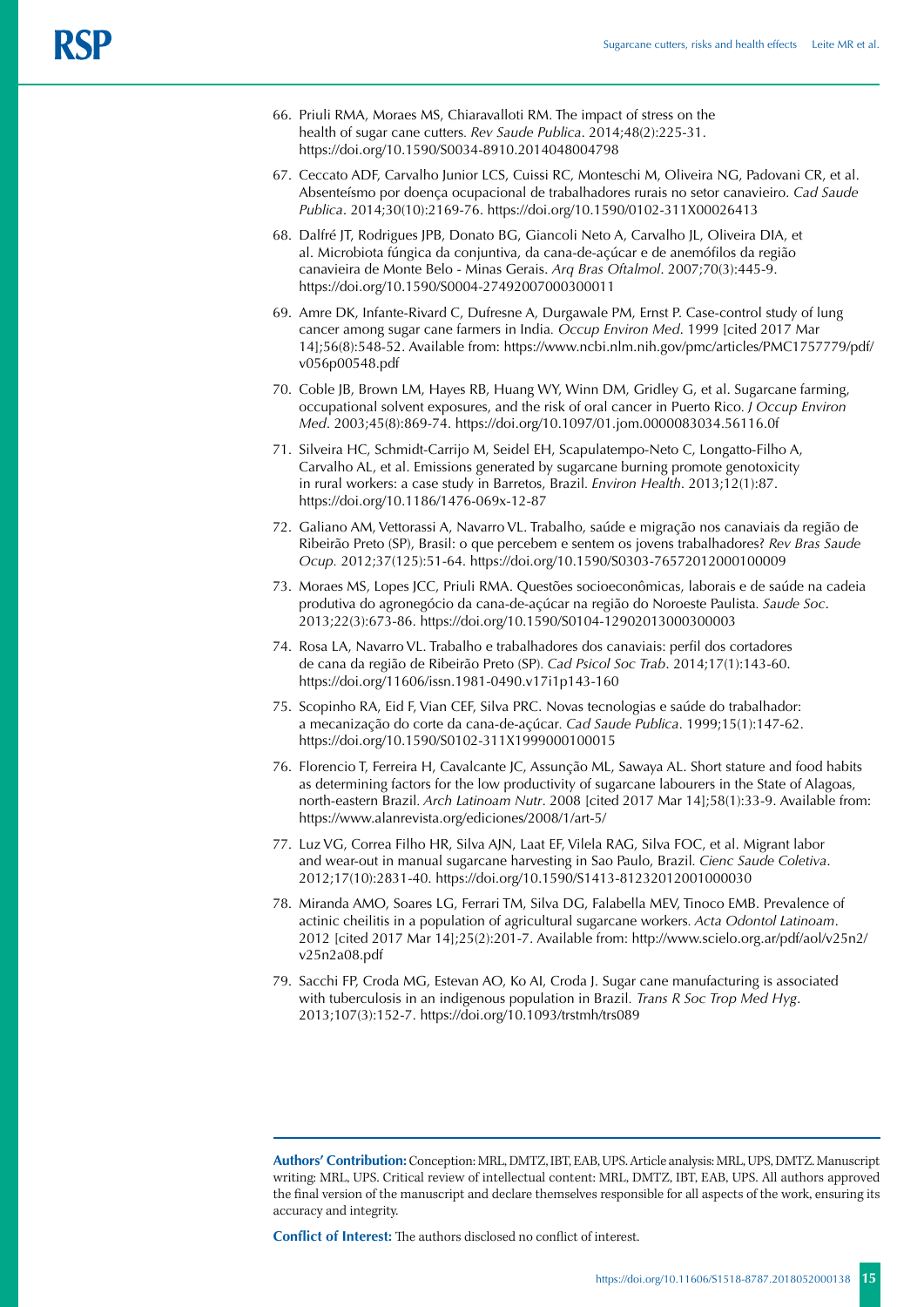66. Priuli RMA, Moraes MS, Chiaravalloti RM. The impact of stress on the health of sugar cane cutters. *Rev Saude Publica*. 2014;48(2):225-31. https://doi.org/10.1590/S0034-8910.2014048004798

67. Ceccato ADF, Carvalho Junior LCS, Cuissi RC, Monteschi M, Oliveira NG, Padovani CR, et al. Absenteísmo por doença ocupacional de trabalhadores rurais no setor canavieiro. *Cad Saude Publica*. 2014;30(10):2169-76. https://doi.org/10.1590/0102-311X00026413

68. Dalfré JT, Rodrigues JPB, Donato BG, Giancoli Neto A, Carvalho JL, Oliveira DIA, et al. Microbiota fúngica da conjuntiva, da cana-de-açúcar e de anemófilos da região canavieira de Monte Belo - Minas Gerais. *Arq Bras Oftalmol*. 2007;70(3):445-9. https://doi.org/10.1590/S0004-27492007000300011

69. Amre DK, Infante-Rivard C, Dufresne A, Durgawale PM, Ernst P. Case-control study of lung cancer among sugar cane farmers in India. *Occup Environ Med*. 1999 [cited 2017 Mar 14];56(8):548-52. Available from: https://www.ncbi.nlm.nih.gov/pmc/articles/PMC1757779/pdf/v056p00548.pdf

70. Coble JB, Brown LM, Hayes RB, Huang WY, Winn DM, Gridley G, et al. Sugarcane farming, occupational solvent exposures, and the risk of oral cancer in Puerto Rico. *J Occup Environ Med*. 2003;45(8):869-74. https://doi.org/10.1097/01.jom.0000083034.56116.0f

71. Silveira HC, Schmidt-Carrijo M, Seidel EH, Scapulatempo-Neto C, Longatto-Filho A, Carvalho AL, et al. Emissions generated by sugarcane burning promote genotoxicity in rural workers: a case study in Barretos, Brazil. *Environ Health*. 2013;12(1):87. https://doi.org/10.1186/1476-069x-12-87

72. Galiano AM, Vettorassi A, Navarro VL. Trabalho, saúde e migração nos canaviais da região de Ribeirão Preto (SP), Brasil: o que percebem e sentem os jovens trabalhadores? *Rev Bras Saude Ocup*. 2012;37(125):51-64. https://doi.org/10.1590/S0303-76572012000100009

73. Moraes MS, Lopes JCC, Priuli RMA. Questões socioeconômicas, laborais e de saúde na cadeia produtiva do agronegócio da cana-de-açúcar na região do Noroeste Paulista. *Saude Soc*. 2013;22(3):673-86. https://doi.org/10.1590/S0104-12902013000300003

74. Rosa LA, Navarro VL. Trabalho e trabalhadores dos canaviais: perfil dos cortadores de cana da região de Ribeirão Preto (SP). *Cad Psicol Soc Trab*. 2014;17(1):143-60. https://doi.org/11606/issn.1981-0490.v17i1p143-160

75. Scopinho RA, Eid F, Vian CEF, Silva PRC. Novas tecnologias e saúde do trabalhador: a mecanização do corte da cana-de-açúcar. *Cad Saude Publica*. 1999;15(1):147-62. https://doi.org/10.1590/S0102-311X1999000100015

76. Florencio T, Ferreira H, Cavalcante JC, Assunção ML, Sawaya AL. Short stature and food habits as determining factors for the low productivity of sugarcane labourers in the State of Alagoas, north-eastern Brazil. *Arch Latinoam Nutr*. 2008 [cited 2017 Mar 14];58(1):33-9. Available from: https://www.alanrevista.org/ediciones/2008/1/art-5/

77. Luz VG, Correa Filho HR, Silva AJN, Laat EF, Vilela RAG, Silva FOC, et al. Migrant labor and wear-out in manual sugarcane harvesting in Sao Paulo, Brazil. *Cienc Saude Coletiva*. 2012;17(10):2831-40. https://doi.org/10.1590/S1413-81232012001000030

78. Miranda AMO, Soares LG, Ferrari TM, Silva DG, Falabella MEV, Tinoco EMB. Prevalence of actinic cheilitis in a population of agricultural sugarcane workers. *Acta Odontol Latinoam*. 2012 [cited 2017 Mar 14];25(2):201-7. Available from: http://www.scielo.org.ar/pdf/aol/v25n2/v25n2a08.pdf

79. Sacchi FP, Croda MG, Estevan AO, Ko AI, Croda J. Sugar cane manufacturing is associated with tuberculosis in an indigenous population in Brazil. *Trans R Soc Trop Med Hyg*. 2013;107(3):152-7. https://doi.org/10.1093/trstmh/trs089

---

**Authors' Contribution:** Conception: MRL, DMTZ, IBT, EAB, UPS. Article analysis: MRL, UPS, DMTZ. Manuscript writing: MRL, UPS. Critical review of intellectual content: MRL, DMTZ, IBT, EAB, UPS. All authors approved the final version of the manuscript and declare themselves responsible for all aspects of the work, ensuring its accuracy and integrity.

**Conflict of Interest:** The authors disclosed no conflict of interest.